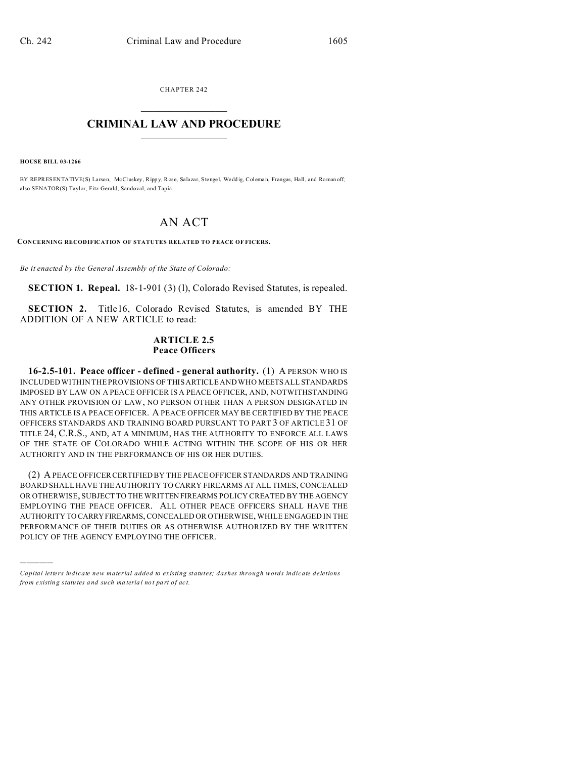CHAPTER 242

# CRIMINAL LAW AND PROCEDURE

**HOUSE BILL 03-1266**

BY REPRESENTATIVE(S) Larson, McCluskey, Rippy, Rose, Salazar, Stengel, Weddig, Coleman, Frangas, Hall, and Romanoff; also SENATOR(S) Taylor, Fitz-Gerald, Sandoval, and Tapia.

# AN ACT

**CONCERNING RECODIFICATION OF STATUTES RELATED TO PEACE OFFICERS.**

*Be it enacted by the General Assembly of the State of Colorado:*

**SECTION 1. Repeal.** 18-1-901 (3) (l), Colorado Revised Statutes, is repealed.

**SECTION 2.** Title16, Colorado Revised Statutes, is amended BY THE ADDITION OF A NEW ARTICLE to read:

## ARTICLE 2.5
## Peace Officers

**16-2.5-101. Peace officer - defined - general authority.** (1) A PERSON WHO IS INCLUDED WITHIN THE PROVISIONS OF THIS ARTICLE AND WHO MEETS ALL STANDARDS IMPOSED BY LAW ON A PEACE OFFICER IS A PEACE OFFICER, AND, NOTWITHSTANDING ANY OTHER PROVISION OF LAW, NO PERSON OTHER THAN A PERSON DESIGNATED IN THIS ARTICLE IS A PEACE OFFICER. A PEACE OFFICER MAY BE CERTIFIED BY THE PEACE OFFICERS STANDARDS AND TRAINING BOARD PURSUANT TO PART 3 OF ARTICLE 31 OF TITLE 24, C.R.S., AND, AT A MINIMUM, HAS THE AUTHORITY TO ENFORCE ALL LAWS OF THE STATE OF COLORADO WHILE ACTING WITHIN THE SCOPE OF HIS OR HER AUTHORITY AND IN THE PERFORMANCE OF HIS OR HER DUTIES.

(2) A PEACE OFFICER CERTIFIED BY THE PEACE OFFICER STANDARDS AND TRAINING BOARD SHALL HAVE THE AUTHORITY TO CARRY FIREARMS AT ALL TIMES, CONCEALED OR OTHERWISE, SUBJECT TO THE WRITTEN FIREARMS POLICY CREATED BY THE AGENCY EMPLOYING THE PEACE OFFICER. ALL OTHER PEACE OFFICERS SHALL HAVE THE AUTHORITY TO CARRY FIREARMS, CONCEALED OR OTHERWISE, WHILE ENGAGED IN THE PERFORMANCE OF THEIR DUTIES OR AS OTHERWISE AUTHORIZED BY THE WRITTEN POLICY OF THE AGENCY EMPLOYING THE OFFICER.

---

*Capital letters indicate new material added to existing statutes; dashes through words indicate deletions from existing statutes and such material not part of act.*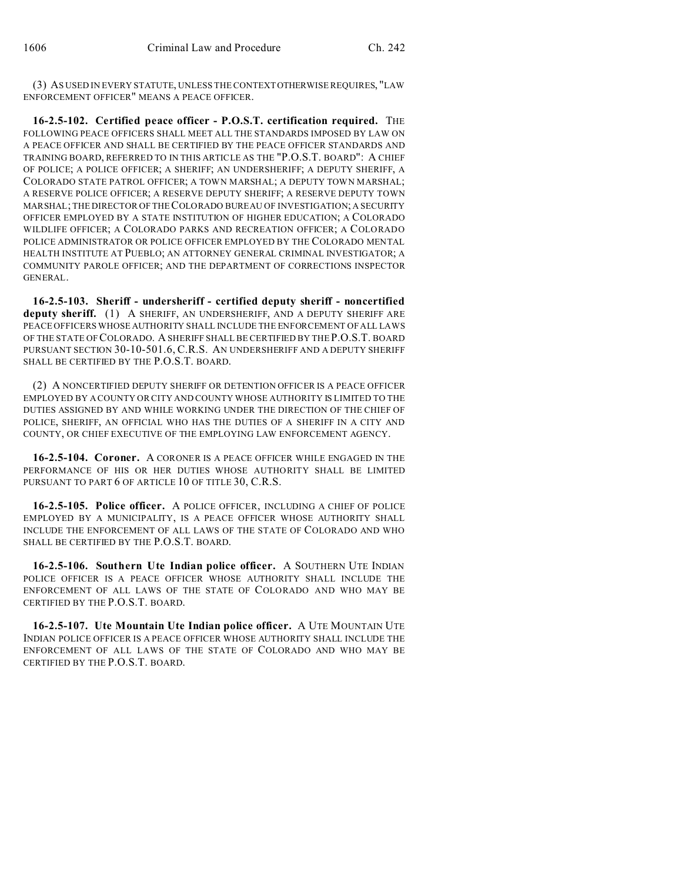(3) AS USED IN EVERY STATUTE, UNLESS THE CONTEXT OTHERWISE REQUIRES, "LAW ENFORCEMENT OFFICER" MEANS A PEACE OFFICER.

**16-2.5-102. Certified peace officer - P.O.S.T. certification required.** THE FOLLOWING PEACE OFFICERS SHALL MEET ALL THE STANDARDS IMPOSED BY LAW ON A PEACE OFFICER AND SHALL BE CERTIFIED BY THE PEACE OFFICER STANDARDS AND TRAINING BOARD, REFERRED TO IN THIS ARTICLE AS THE "P.O.S.T. BOARD": A CHIEF OF POLICE; A POLICE OFFICER; A SHERIFF; AN UNDERSHERIFF; A DEPUTY SHERIFF, A COLORADO STATE PATROL OFFICER; A TOWN MARSHAL; A DEPUTY TOWN MARSHAL; A RESERVE POLICE OFFICER; A RESERVE DEPUTY SHERIFF; A RESERVE DEPUTY TOWN MARSHAL; THE DIRECTOR OF THE COLORADO BUREAU OF INVESTIGATION; A SECURITY OFFICER EMPLOYED BY A STATE INSTITUTION OF HIGHER EDUCATION; A COLORADO WILDLIFE OFFICER; A COLORADO PARKS AND RECREATION OFFICER; A COLORADO POLICE ADMINISTRATOR OR POLICE OFFICER EMPLOYED BY THE COLORADO MENTAL HEALTH INSTITUTE AT PUEBLO; AN ATTORNEY GENERAL CRIMINAL INVESTIGATOR; A COMMUNITY PAROLE OFFICER; AND THE DEPARTMENT OF CORRECTIONS INSPECTOR GENERAL.

**16-2.5-103. Sheriff - undersheriff - certified deputy sheriff - noncertified deputy sheriff.** (1) A SHERIFF, AN UNDERSHERIFF, AND A DEPUTY SHERIFF ARE PEACE OFFICERS WHOSE AUTHORITY SHALL INCLUDE THE ENFORCEMENT OF ALL LAWS OF THE STATE OF COLORADO. A SHERIFF SHALL BE CERTIFIED BY THE P.O.S.T. BOARD PURSUANT SECTION 30-10-501.6, C.R.S. AN UNDERSHERIFF AND A DEPUTY SHERIFF SHALL BE CERTIFIED BY THE P.O.S.T. BOARD.

(2) A NONCERTIFIED DEPUTY SHERIFF OR DETENTION OFFICER IS A PEACE OFFICER EMPLOYED BY A COUNTY OR CITY AND COUNTY WHOSE AUTHORITY IS LIMITED TO THE DUTIES ASSIGNED BY AND WHILE WORKING UNDER THE DIRECTION OF THE CHIEF OF POLICE, SHERIFF, AN OFFICIAL WHO HAS THE DUTIES OF A SHERIFF IN A CITY AND COUNTY, OR CHIEF EXECUTIVE OF THE EMPLOYING LAW ENFORCEMENT AGENCY.

**16-2.5-104. Coroner.** A CORONER IS A PEACE OFFICER WHILE ENGAGED IN THE PERFORMANCE OF HIS OR HER DUTIES WHOSE AUTHORITY SHALL BE LIMITED PURSUANT TO PART 6 OF ARTICLE 10 OF TITLE 30, C.R.S.

**16-2.5-105. Police officer.** A POLICE OFFICER, INCLUDING A CHIEF OF POLICE EMPLOYED BY A MUNICIPALITY, IS A PEACE OFFICER WHOSE AUTHORITY SHALL INCLUDE THE ENFORCEMENT OF ALL LAWS OF THE STATE OF COLORADO AND WHO SHALL BE CERTIFIED BY THE P.O.S.T. BOARD.

**16-2.5-106. Southern Ute Indian police officer.** A SOUTHERN UTE INDIAN POLICE OFFICER IS A PEACE OFFICER WHOSE AUTHORITY SHALL INCLUDE THE ENFORCEMENT OF ALL LAWS OF THE STATE OF COLORADO AND WHO MAY BE CERTIFIED BY THE P.O.S.T. BOARD.

**16-2.5-107. Ute Mountain Ute Indian police officer.** A UTE MOUNTAIN UTE INDIAN POLICE OFFICER IS A PEACE OFFICER WHOSE AUTHORITY SHALL INCLUDE THE ENFORCEMENT OF ALL LAWS OF THE STATE OF COLORADO AND WHO MAY BE CERTIFIED BY THE P.O.S.T. BOARD.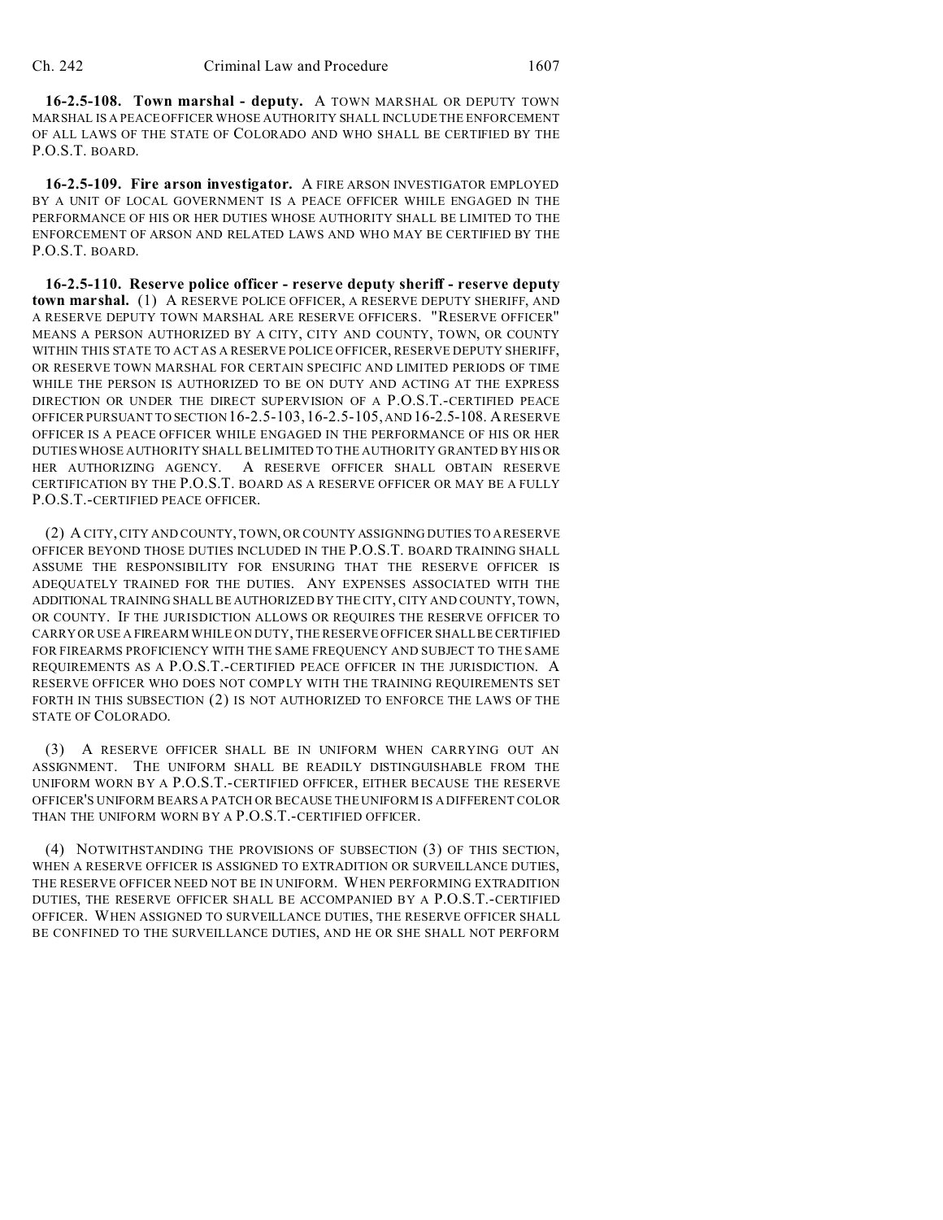**16-2.5-108. Town marshal - deputy.** A TOWN MARSHAL OR DEPUTY TOWN MARSHAL IS A PEACE OFFICER WHOSE AUTHORITY SHALL INCLUDE THE ENFORCEMENT OF ALL LAWS OF THE STATE OF COLORADO AND WHO SHALL BE CERTIFIED BY THE P.O.S.T. BOARD.

**16-2.5-109. Fire arson investigator.** A FIRE ARSON INVESTIGATOR EMPLOYED BY A UNIT OF LOCAL GOVERNMENT IS A PEACE OFFICER WHILE ENGAGED IN THE PERFORMANCE OF HIS OR HER DUTIES WHOSE AUTHORITY SHALL BE LIMITED TO THE ENFORCEMENT OF ARSON AND RELATED LAWS AND WHO MAY BE CERTIFIED BY THE P.O.S.T. BOARD.

**16-2.5-110. Reserve police officer - reserve deputy sheriff - reserve deputy town marshal.** (1) A RESERVE POLICE OFFICER, A RESERVE DEPUTY SHERIFF, AND A RESERVE DEPUTY TOWN MARSHAL ARE RESERVE OFFICERS. "RESERVE OFFICER" MEANS A PERSON AUTHORIZED BY A CITY, CITY AND COUNTY, TOWN, OR COUNTY WITHIN THIS STATE TO ACT AS A RESERVE POLICE OFFICER, RESERVE DEPUTY SHERIFF, OR RESERVE TOWN MARSHAL FOR CERTAIN SPECIFIC AND LIMITED PERIODS OF TIME WHILE THE PERSON IS AUTHORIZED TO BE ON DUTY AND ACTING AT THE EXPRESS DIRECTION OR UNDER THE DIRECT SUPERVISION OF A P.O.S.T.-CERTIFIED PEACE OFFICER PURSUANT TO SECTION 16-2.5-103, 16-2.5-105, AND 16-2.5-108. A RESERVE OFFICER IS A PEACE OFFICER WHILE ENGAGED IN THE PERFORMANCE OF HIS OR HER DUTIES WHOSE AUTHORITY SHALL BE LIMITED TO THE AUTHORITY GRANTED BY HIS OR HER AUTHORIZING AGENCY. A RESERVE OFFICER SHALL OBTAIN RESERVE CERTIFICATION BY THE P.O.S.T. BOARD AS A RESERVE OFFICER OR MAY BE A FULLY P.O.S.T.-CERTIFIED PEACE OFFICER.

(2) A CITY, CITY AND COUNTY, TOWN, OR COUNTY ASSIGNING DUTIES TO A RESERVE OFFICER BEYOND THOSE DUTIES INCLUDED IN THE P.O.S.T. BOARD TRAINING SHALL ASSUME THE RESPONSIBILITY FOR ENSURING THAT THE RESERVE OFFICER IS ADEQUATELY TRAINED FOR THE DUTIES. ANY EXPENSES ASSOCIATED WITH THE ADDITIONAL TRAINING SHALL BE AUTHORIZED BY THE CITY, CITY AND COUNTY, TOWN, OR COUNTY. IF THE JURISDICTION ALLOWS OR REQUIRES THE RESERVE OFFICER TO CARRY OR USE A FIREARM WHILE ON DUTY, THE RESERVE OFFICER SHALL BE CERTIFIED FOR FIREARMS PROFICIENCY WITH THE SAME FREQUENCY AND SUBJECT TO THE SAME REQUIREMENTS AS A P.O.S.T.-CERTIFIED PEACE OFFICER IN THE JURISDICTION. A RESERVE OFFICER WHO DOES NOT COMPLY WITH THE TRAINING REQUIREMENTS SET FORTH IN THIS SUBSECTION (2) IS NOT AUTHORIZED TO ENFORCE THE LAWS OF THE STATE OF COLORADO.

(3) A RESERVE OFFICER SHALL BE IN UNIFORM WHEN CARRYING OUT AN ASSIGNMENT. THE UNIFORM SHALL BE READILY DISTINGUISHABLE FROM THE UNIFORM WORN BY A P.O.S.T.-CERTIFIED OFFICER, EITHER BECAUSE THE RESERVE OFFICER'S UNIFORM BEARS A PATCH OR BECAUSE THE UNIFORM IS A DIFFERENT COLOR THAN THE UNIFORM WORN BY A P.O.S.T.-CERTIFIED OFFICER.

(4) NOTWITHSTANDING THE PROVISIONS OF SUBSECTION (3) OF THIS SECTION, WHEN A RESERVE OFFICER IS ASSIGNED TO EXTRADITION OR SURVEILLANCE DUTIES, THE RESERVE OFFICER NEED NOT BE IN UNIFORM. WHEN PERFORMING EXTRADITION DUTIES, THE RESERVE OFFICER SHALL BE ACCOMPANIED BY A P.O.S.T.-CERTIFIED OFFICER. WHEN ASSIGNED TO SURVEILLANCE DUTIES, THE RESERVE OFFICER SHALL BE CONFINED TO THE SURVEILLANCE DUTIES, AND HE OR SHE SHALL NOT PERFORM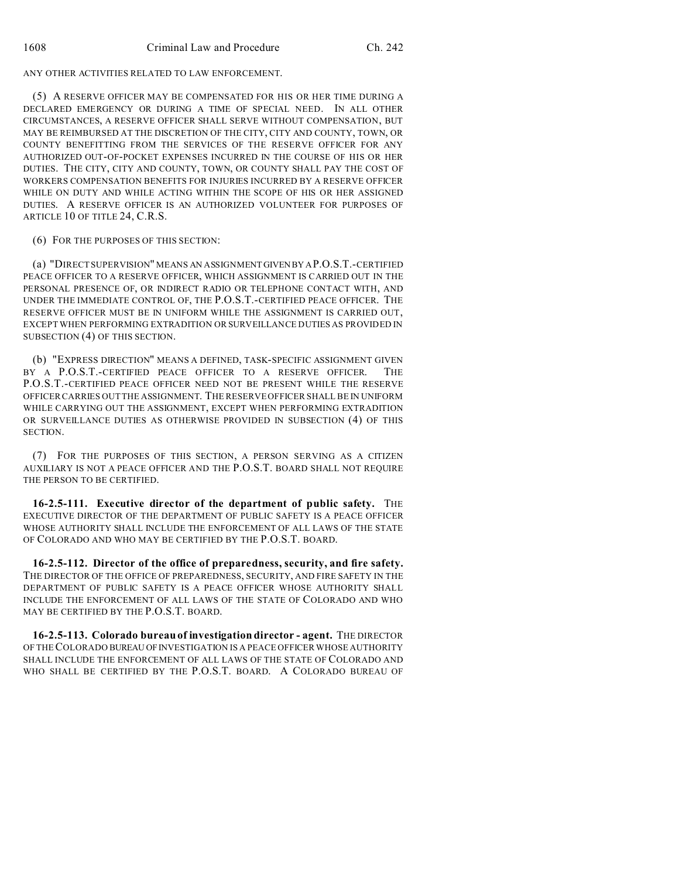ANY OTHER ACTIVITIES RELATED TO LAW ENFORCEMENT.

(5) A RESERVE OFFICER MAY BE COMPENSATED FOR HIS OR HER TIME DURING A DECLARED EMERGENCY OR DURING A TIME OF SPECIAL NEED. IN ALL OTHER CIRCUMSTANCES, A RESERVE OFFICER SHALL SERVE WITHOUT COMPENSATION, BUT MAY BE REIMBURSED AT THE DISCRETION OF THE CITY, CITY AND COUNTY, TOWN, OR COUNTY BENEFITTING FROM THE SERVICES OF THE RESERVE OFFICER FOR ANY AUTHORIZED OUT-OF-POCKET EXPENSES INCURRED IN THE COURSE OF HIS OR HER DUTIES. THE CITY, CITY AND COUNTY, TOWN, OR COUNTY SHALL PAY THE COST OF WORKERS COMPENSATION BENEFITS FOR INJURIES INCURRED BY A RESERVE OFFICER WHILE ON DUTY AND WHILE ACTING WITHIN THE SCOPE OF HIS OR HER ASSIGNED DUTIES. A RESERVE OFFICER IS AN AUTHORIZED VOLUNTEER FOR PURPOSES OF ARTICLE 10 OF TITLE 24, C.R.S.

(6) FOR THE PURPOSES OF THIS SECTION:

(a) "DIRECT SUPERVISION" MEANS AN ASSIGNMENT GIVEN BY A P.O.S.T.-CERTIFIED PEACE OFFICER TO A RESERVE OFFICER, WHICH ASSIGNMENT IS CARRIED OUT IN THE PERSONAL PRESENCE OF, OR IN DIRECT RADIO OR TELEPHONE CONTACT WITH, AND UNDER THE IMMEDIATE CONTROL OF, THE P.O.S.T.-CERTIFIED PEACE OFFICER. THE RESERVE OFFICER MUST BE IN UNIFORM WHILE THE ASSIGNMENT IS CARRIED OUT, EXCEPT WHEN PERFORMING EXTRADITION OR SURVEILLANCE DUTIES AS PROVIDED IN SUBSECTION (4) OF THIS SECTION.

(b) "EXPRESS DIRECTION" MEANS A DEFINED, TASK-SPECIFIC ASSIGNMENT GIVEN BY A P.O.S.T.-CERTIFIED PEACE OFFICER TO A RESERVE OFFICER. THE P.O.S.T.-CERTIFIED PEACE OFFICER NEED NOT BE PRESENT WHILE THE RESERVE OFFICER CARRIES OUT THE ASSIGNMENT. THE RESERVE OFFICER SHALL BE IN UNIFORM WHILE CARRYING OUT THE ASSIGNMENT, EXCEPT WHEN PERFORMING EXTRADITION OR SURVEILLANCE DUTIES AS OTHERWISE PROVIDED IN SUBSECTION (4) OF THIS SECTION.

(7) FOR THE PURPOSES OF THIS SECTION, A PERSON SERVING AS A CITIZEN AUXILIARY IS NOT A PEACE OFFICER AND THE P.O.S.T. BOARD SHALL NOT REQUIRE THE PERSON TO BE CERTIFIED.

**16-2.5-111. Executive director of the department of public safety.** THE EXECUTIVE DIRECTOR OF THE DEPARTMENT OF PUBLIC SAFETY IS A PEACE OFFICER WHOSE AUTHORITY SHALL INCLUDE THE ENFORCEMENT OF ALL LAWS OF THE STATE OF COLORADO AND WHO MAY BE CERTIFIED BY THE P.O.S.T. BOARD.

**16-2.5-112. Director of the office of preparedness, security, and fire safety.** THE DIRECTOR OF THE OFFICE OF PREPAREDNESS, SECURITY, AND FIRE SAFETY IN THE DEPARTMENT OF PUBLIC SAFETY IS A PEACE OFFICER WHOSE AUTHORITY SHALL INCLUDE THE ENFORCEMENT OF ALL LAWS OF THE STATE OF COLORADO AND WHO MAY BE CERTIFIED BY THE P.O.S.T. BOARD.

**16-2.5-113. Colorado bureau of investigation director - agent.** THE DIRECTOR OF THE COLORADO BUREAU OF INVESTIGATION IS A PEACE OFFICER WHOSE AUTHORITY SHALL INCLUDE THE ENFORCEMENT OF ALL LAWS OF THE STATE OF COLORADO AND WHO SHALL BE CERTIFIED BY THE P.O.S.T. BOARD. A COLORADO BUREAU OF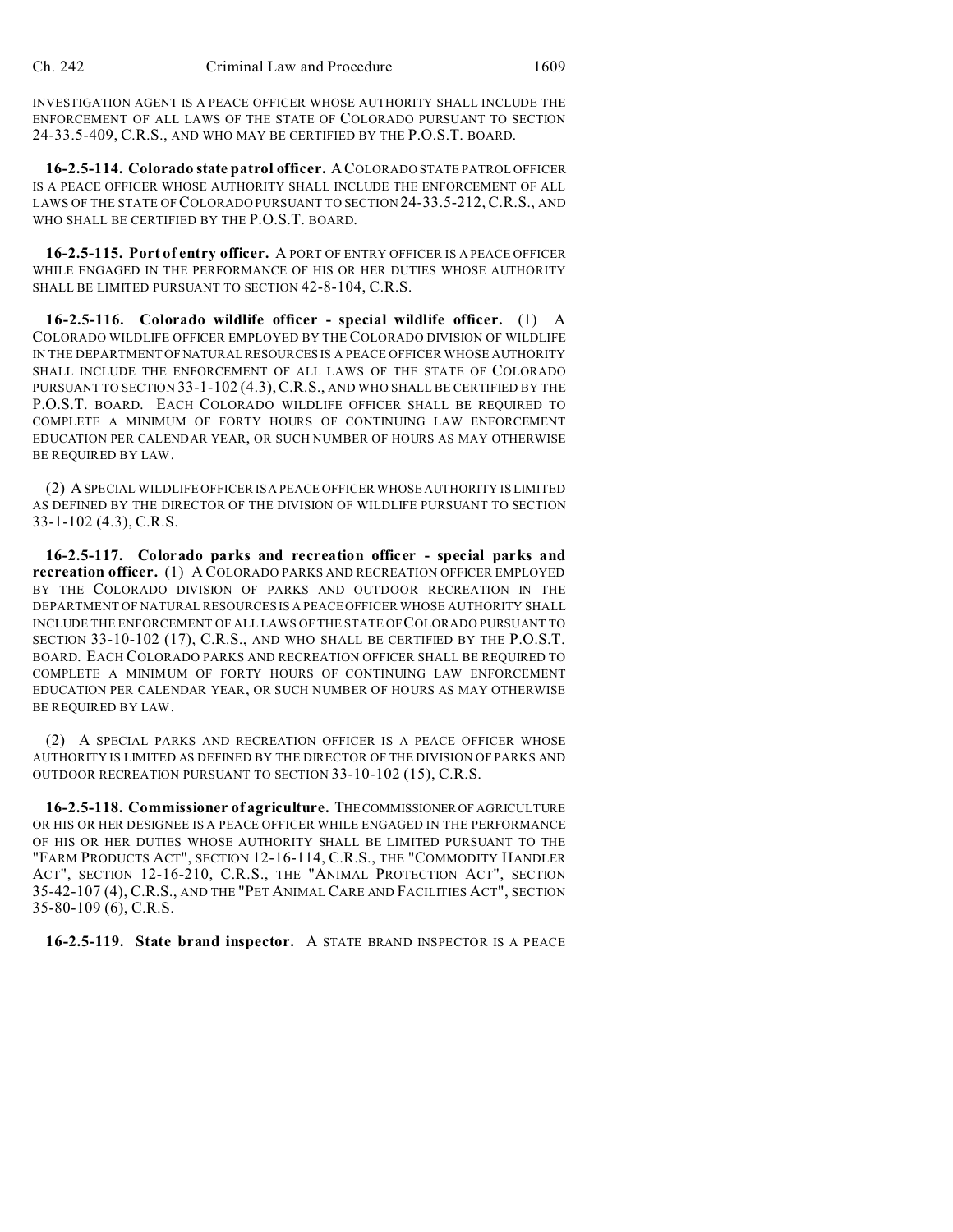INVESTIGATION AGENT IS A PEACE OFFICER WHOSE AUTHORITY SHALL INCLUDE THE ENFORCEMENT OF ALL LAWS OF THE STATE OF COLORADO PURSUANT TO SECTION 24-33.5-409, C.R.S., AND WHO MAY BE CERTIFIED BY THE P.O.S.T. BOARD.

**16-2.5-114. Colorado state patrol officer.** A COLORADO STATE PATROL OFFICER IS A PEACE OFFICER WHOSE AUTHORITY SHALL INCLUDE THE ENFORCEMENT OF ALL LAWS OF THE STATE OF COLORADO PURSUANT TO SECTION 24-33.5-212, C.R.S., AND WHO SHALL BE CERTIFIED BY THE P.O.S.T. BOARD.

**16-2.5-115. Port of entry officer.** A PORT OF ENTRY OFFICER IS A PEACE OFFICER WHILE ENGAGED IN THE PERFORMANCE OF HIS OR HER DUTIES WHOSE AUTHORITY SHALL BE LIMITED PURSUANT TO SECTION 42-8-104, C.R.S.

**16-2.5-116. Colorado wildlife officer - special wildlife officer.** (1) A COLORADO WILDLIFE OFFICER EMPLOYED BY THE COLORADO DIVISION OF WILDLIFE IN THE DEPARTMENT OF NATURAL RESOURCES IS A PEACE OFFICER WHOSE AUTHORITY SHALL INCLUDE THE ENFORCEMENT OF ALL LAWS OF THE STATE OF COLORADO PURSUANT TO SECTION 33-1-102 (4.3), C.R.S., AND WHO SHALL BE CERTIFIED BY THE P.O.S.T. BOARD. EACH COLORADO WILDLIFE OFFICER SHALL BE REQUIRED TO COMPLETE A MINIMUM OF FORTY HOURS OF CONTINUING LAW ENFORCEMENT EDUCATION PER CALENDAR YEAR, OR SUCH NUMBER OF HOURS AS MAY OTHERWISE BE REQUIRED BY LAW.

(2) A SPECIAL WILDLIFE OFFICER IS A PEACE OFFICER WHOSE AUTHORITY IS LIMITED AS DEFINED BY THE DIRECTOR OF THE DIVISION OF WILDLIFE PURSUANT TO SECTION 33-1-102 (4.3), C.R.S.

**16-2.5-117. Colorado parks and recreation officer - special parks and recreation officer.** (1) A COLORADO PARKS AND RECREATION OFFICER EMPLOYED BY THE COLORADO DIVISION OF PARKS AND OUTDOOR RECREATION IN THE DEPARTMENT OF NATURAL RESOURCES IS A PEACE OFFICER WHOSE AUTHORITY SHALL INCLUDE THE ENFORCEMENT OF ALL LAWS OF THE STATE OF COLORADO PURSUANT TO SECTION 33-10-102 (17), C.R.S., AND WHO SHALL BE CERTIFIED BY THE P.O.S.T. BOARD. EACH COLORADO PARKS AND RECREATION OFFICER SHALL BE REQUIRED TO COMPLETE A MINIMUM OF FORTY HOURS OF CONTINUING LAW ENFORCEMENT EDUCATION PER CALENDAR YEAR, OR SUCH NUMBER OF HOURS AS MAY OTHERWISE BE REQUIRED BY LAW.

(2) A SPECIAL PARKS AND RECREATION OFFICER IS A PEACE OFFICER WHOSE AUTHORITY IS LIMITED AS DEFINED BY THE DIRECTOR OF THE DIVISION OF PARKS AND OUTDOOR RECREATION PURSUANT TO SECTION 33-10-102 (15), C.R.S.

**16-2.5-118. Commissioner of agriculture.** THE COMMISSIONER OF AGRICULTURE OR HIS OR HER DESIGNEE IS A PEACE OFFICER WHILE ENGAGED IN THE PERFORMANCE OF HIS OR HER DUTIES WHOSE AUTHORITY SHALL BE LIMITED PURSUANT TO THE "FARM PRODUCTS ACT", SECTION 12-16-114, C.R.S., THE "COMMODITY HANDLER ACT", SECTION 12-16-210, C.R.S., THE "ANIMAL PROTECTION ACT", SECTION 35-42-107 (4), C.R.S., AND THE "PET ANIMAL CARE AND FACILITIES ACT", SECTION 35-80-109 (6), C.R.S.

**16-2.5-119. State brand inspector.** A STATE BRAND INSPECTOR IS A PEACE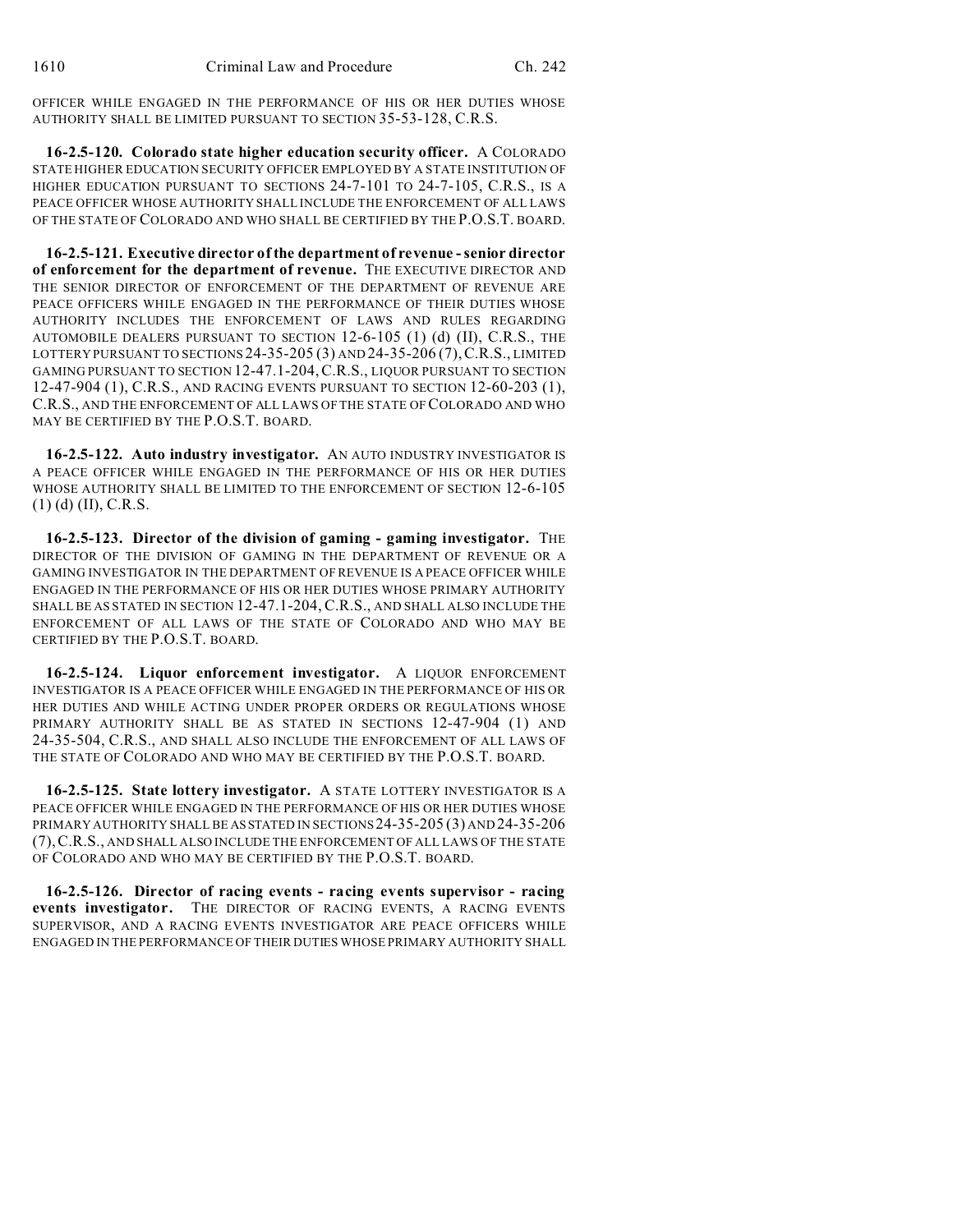OFFICER WHILE ENGAGED IN THE PERFORMANCE OF HIS OR HER DUTIES WHOSE AUTHORITY SHALL BE LIMITED PURSUANT TO SECTION 35-53-128, C.R.S.

**16-2.5-120. Colorado state higher education security officer.** A COLORADO STATE HIGHER EDUCATION SECURITY OFFICER EMPLOYED BY A STATE INSTITUTION OF HIGHER EDUCATION PURSUANT TO SECTIONS 24-7-101 TO 24-7-105, C.R.S., IS A PEACE OFFICER WHOSE AUTHORITY SHALL INCLUDE THE ENFORCEMENT OF ALL LAWS OF THE STATE OF COLORADO AND WHO SHALL BE CERTIFIED BY THE P.O.S.T. BOARD.

**16-2.5-121. Executive director of the department of revenue - senior director of enforcement for the department of revenue.** THE EXECUTIVE DIRECTOR AND THE SENIOR DIRECTOR OF ENFORCEMENT OF THE DEPARTMENT OF REVENUE ARE PEACE OFFICERS WHILE ENGAGED IN THE PERFORMANCE OF THEIR DUTIES WHOSE AUTHORITY INCLUDES THE ENFORCEMENT OF LAWS AND RULES REGARDING AUTOMOBILE DEALERS PURSUANT TO SECTION 12-6-105 (1) (d) (II), C.R.S., THE LOTTERY PURSUANT TO SECTIONS 24-35-205 (3) AND 24-35-206 (7), C.R.S., LIMITED GAMING PURSUANT TO SECTION 12-47.1-204, C.R.S., LIQUOR PURSUANT TO SECTION 12-47-904 (1), C.R.S., AND RACING EVENTS PURSUANT TO SECTION 12-60-203 (1), C.R.S., AND THE ENFORCEMENT OF ALL LAWS OF THE STATE OF COLORADO AND WHO MAY BE CERTIFIED BY THE P.O.S.T. BOARD.

**16-2.5-122. Auto industry investigator.** AN AUTO INDUSTRY INVESTIGATOR IS A PEACE OFFICER WHILE ENGAGED IN THE PERFORMANCE OF HIS OR HER DUTIES WHOSE AUTHORITY SHALL BE LIMITED TO THE ENFORCEMENT OF SECTION 12-6-105 (1) (d) (II), C.R.S.

**16-2.5-123. Director of the division of gaming - gaming investigator.** THE DIRECTOR OF THE DIVISION OF GAMING IN THE DEPARTMENT OF REVENUE OR A GAMING INVESTIGATOR IN THE DEPARTMENT OF REVENUE IS A PEACE OFFICER WHILE ENGAGED IN THE PERFORMANCE OF HIS OR HER DUTIES WHOSE PRIMARY AUTHORITY SHALL BE AS STATED IN SECTION 12-47.1-204, C.R.S., AND SHALL ALSO INCLUDE THE ENFORCEMENT OF ALL LAWS OF THE STATE OF COLORADO AND WHO MAY BE CERTIFIED BY THE P.O.S.T. BOARD.

**16-2.5-124. Liquor enforcement investigator.** A LIQUOR ENFORCEMENT INVESTIGATOR IS A PEACE OFFICER WHILE ENGAGED IN THE PERFORMANCE OF HIS OR HER DUTIES AND WHILE ACTING UNDER PROPER ORDERS OR REGULATIONS WHOSE PRIMARY AUTHORITY SHALL BE AS STATED IN SECTIONS 12-47-904 (1) AND 24-35-504, C.R.S., AND SHALL ALSO INCLUDE THE ENFORCEMENT OF ALL LAWS OF THE STATE OF COLORADO AND WHO MAY BE CERTIFIED BY THE P.O.S.T. BOARD.

**16-2.5-125. State lottery investigator.** A STATE LOTTERY INVESTIGATOR IS A PEACE OFFICER WHILE ENGAGED IN THE PERFORMANCE OF HIS OR HER DUTIES WHOSE PRIMARY AUTHORITY SHALL BE AS STATED IN SECTIONS 24-35-205 (3) AND 24-35-206 (7), C.R.S., AND SHALL ALSO INCLUDE THE ENFORCEMENT OF ALL LAWS OF THE STATE OF COLORADO AND WHO MAY BE CERTIFIED BY THE P.O.S.T. BOARD.

**16-2.5-126. Director of racing events - racing events supervisor - racing events investigator.** THE DIRECTOR OF RACING EVENTS, A RACING EVENTS SUPERVISOR, AND A RACING EVENTS INVESTIGATOR ARE PEACE OFFICERS WHILE ENGAGED IN THE PERFORMANCE OF THEIR DUTIES WHOSE PRIMARY AUTHORITY SHALL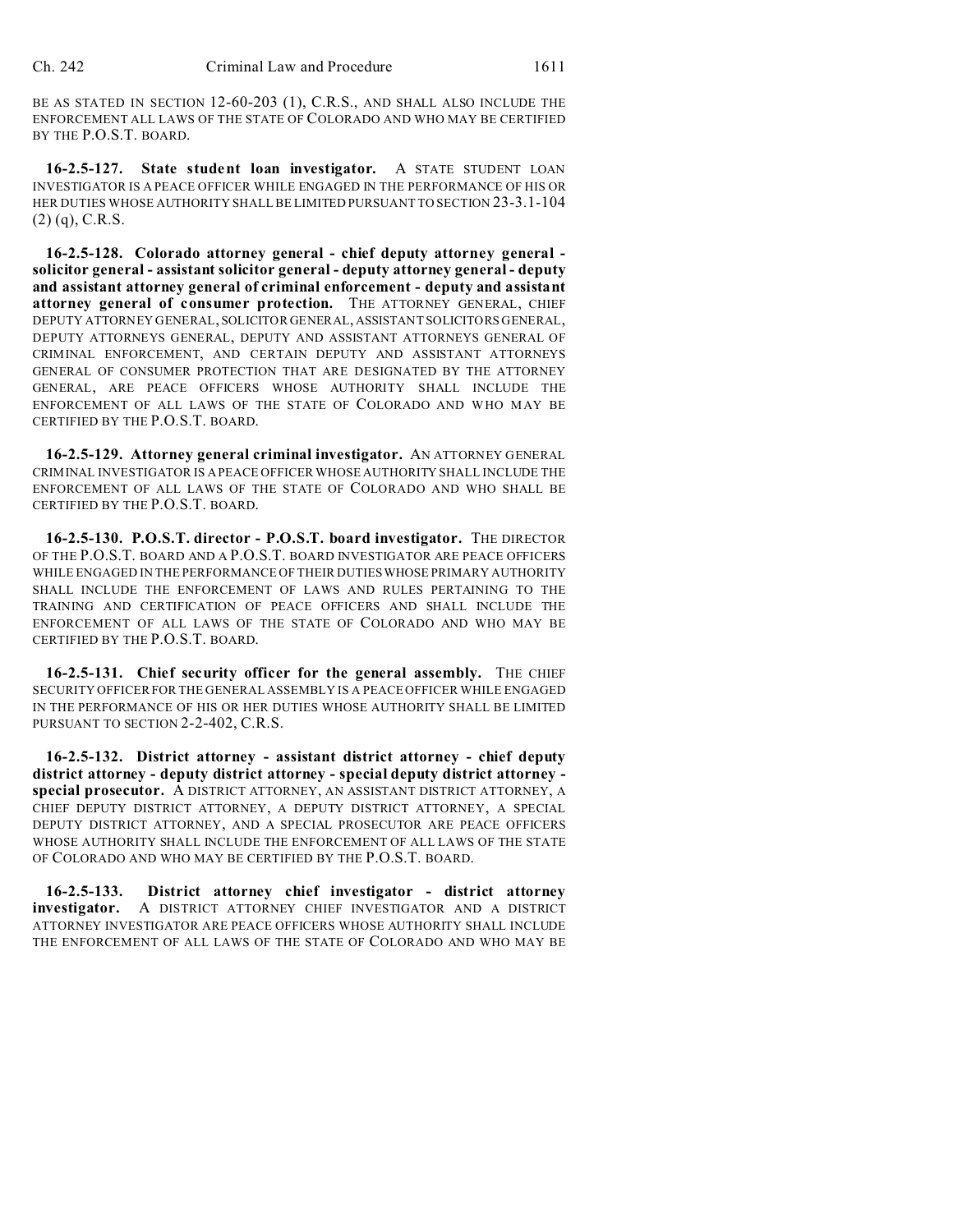BE AS STATED IN SECTION 12-60-203 (1), C.R.S., AND SHALL ALSO INCLUDE THE ENFORCEMENT ALL LAWS OF THE STATE OF COLORADO AND WHO MAY BE CERTIFIED BY THE P.O.S.T. BOARD.

**16-2.5-127. State student loan investigator.** A STATE STUDENT LOAN INVESTIGATOR IS A PEACE OFFICER WHILE ENGAGED IN THE PERFORMANCE OF HIS OR HER DUTIES WHOSE AUTHORITY SHALL BE LIMITED PURSUANT TO SECTION 23-3.1-104 (2) (q), C.R.S.

**16-2.5-128. Colorado attorney general - chief deputy attorney general - solicitor general - assistant solicitor general - deputy attorney general - deputy and assistant attorney general of criminal enforcement - deputy and assistant attorney general of consumer protection.** THE ATTORNEY GENERAL, CHIEF DEPUTY ATTORNEY GENERAL, SOLICITOR GENERAL, ASSISTANT SOLICITORS GENERAL, DEPUTY ATTORNEYS GENERAL, DEPUTY AND ASSISTANT ATTORNEYS GENERAL OF CRIMINAL ENFORCEMENT, AND CERTAIN DEPUTY AND ASSISTANT ATTORNEYS GENERAL OF CONSUMER PROTECTION THAT ARE DESIGNATED BY THE ATTORNEY GENERAL, ARE PEACE OFFICERS WHOSE AUTHORITY SHALL INCLUDE THE ENFORCEMENT OF ALL LAWS OF THE STATE OF COLORADO AND WHO MAY BE CERTIFIED BY THE P.O.S.T. BOARD.

**16-2.5-129. Attorney general criminal investigator.** AN ATTORNEY GENERAL CRIMINAL INVESTIGATOR IS A PEACE OFFICER WHOSE AUTHORITY SHALL INCLUDE THE ENFORCEMENT OF ALL LAWS OF THE STATE OF COLORADO AND WHO SHALL BE CERTIFIED BY THE P.O.S.T. BOARD.

**16-2.5-130. P.O.S.T. director - P.O.S.T. board investigator.** THE DIRECTOR OF THE P.O.S.T. BOARD AND A P.O.S.T. BOARD INVESTIGATOR ARE PEACE OFFICERS WHILE ENGAGED IN THE PERFORMANCE OF THEIR DUTIES WHOSE PRIMARY AUTHORITY SHALL INCLUDE THE ENFORCEMENT OF LAWS AND RULES PERTAINING TO THE TRAINING AND CERTIFICATION OF PEACE OFFICERS AND SHALL INCLUDE THE ENFORCEMENT OF ALL LAWS OF THE STATE OF COLORADO AND WHO MAY BE CERTIFIED BY THE P.O.S.T. BOARD.

**16-2.5-131. Chief security officer for the general assembly.** THE CHIEF SECURITY OFFICER FOR THE GENERAL ASSEMBLY IS A PEACE OFFICER WHILE ENGAGED IN THE PERFORMANCE OF HIS OR HER DUTIES WHOSE AUTHORITY SHALL BE LIMITED PURSUANT TO SECTION 2-2-402, C.R.S.

**16-2.5-132. District attorney - assistant district attorney - chief deputy district attorney - deputy district attorney - special deputy district attorney - special prosecutor.** A DISTRICT ATTORNEY, AN ASSISTANT DISTRICT ATTORNEY, A CHIEF DEPUTY DISTRICT ATTORNEY, A DEPUTY DISTRICT ATTORNEY, A SPECIAL DEPUTY DISTRICT ATTORNEY, AND A SPECIAL PROSECUTOR ARE PEACE OFFICERS WHOSE AUTHORITY SHALL INCLUDE THE ENFORCEMENT OF ALL LAWS OF THE STATE OF COLORADO AND WHO MAY BE CERTIFIED BY THE P.O.S.T. BOARD.

**16-2.5-133. District attorney chief investigator - district attorney investigator.** A DISTRICT ATTORNEY CHIEF INVESTIGATOR AND A DISTRICT ATTORNEY INVESTIGATOR ARE PEACE OFFICERS WHOSE AUTHORITY SHALL INCLUDE THE ENFORCEMENT OF ALL LAWS OF THE STATE OF COLORADO AND WHO MAY BE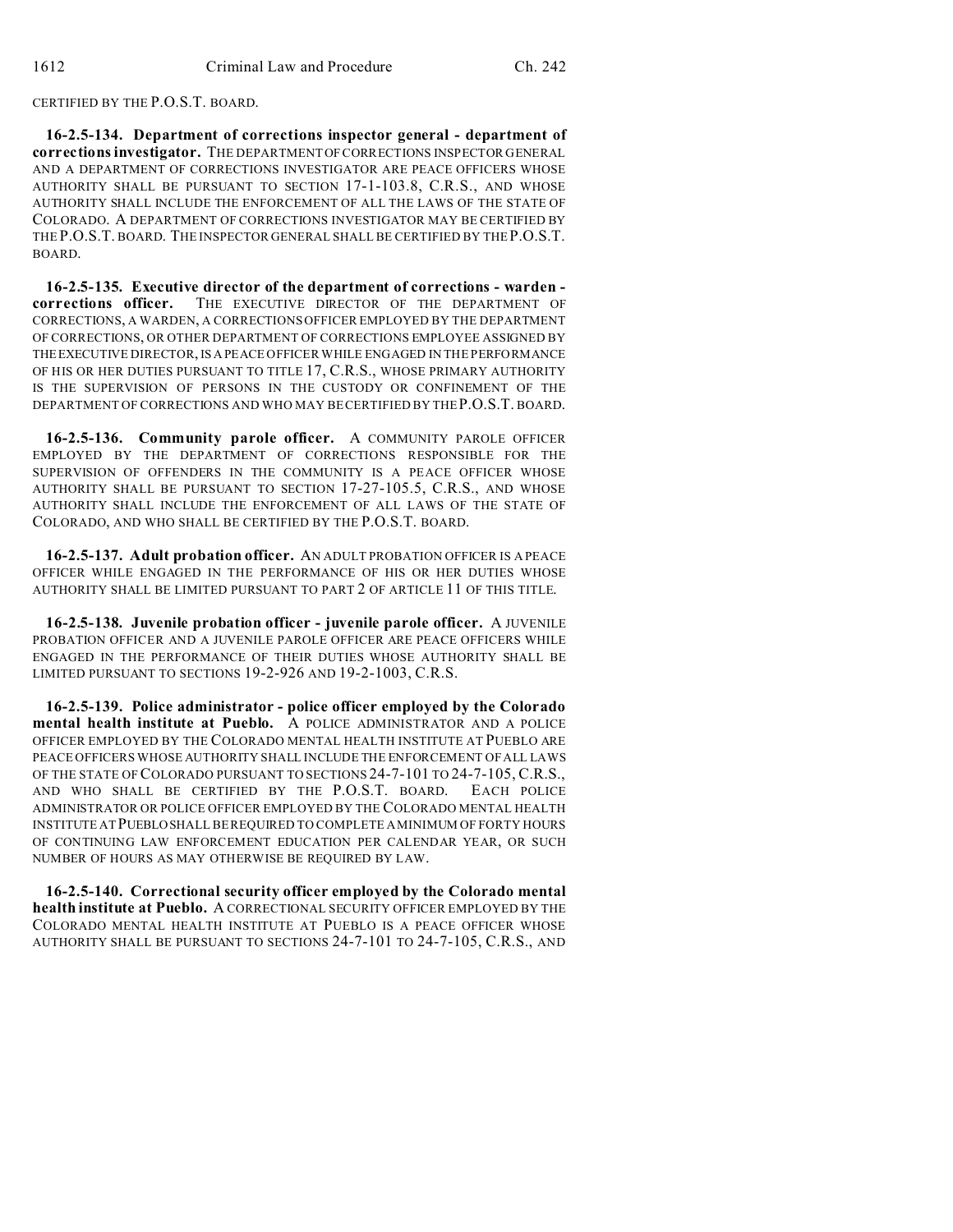CERTIFIED BY THE P.O.S.T. BOARD.

**16-2.5-134. Department of corrections inspector general - department of corrections investigator.** THE DEPARTMENT OF CORRECTIONS INSPECTOR GENERAL AND A DEPARTMENT OF CORRECTIONS INVESTIGATOR ARE PEACE OFFICERS WHOSE AUTHORITY SHALL BE PURSUANT TO SECTION 17-1-103.8, C.R.S., AND WHOSE AUTHORITY SHALL INCLUDE THE ENFORCEMENT OF ALL THE LAWS OF THE STATE OF COLORADO. A DEPARTMENT OF CORRECTIONS INVESTIGATOR MAY BE CERTIFIED BY THE P.O.S.T. BOARD. THE INSPECTOR GENERAL SHALL BE CERTIFIED BY THE P.O.S.T. BOARD.

**16-2.5-135. Executive director of the department of corrections - warden - corrections officer.** THE EXECUTIVE DIRECTOR OF THE DEPARTMENT OF CORRECTIONS, A WARDEN, A CORRECTIONS OFFICER EMPLOYED BY THE DEPARTMENT OF CORRECTIONS, OR OTHER DEPARTMENT OF CORRECTIONS EMPLOYEE ASSIGNED BY THE EXECUTIVE DIRECTOR, IS A PEACE OFFICER WHILE ENGAGED IN THE PERFORMANCE OF HIS OR HER DUTIES PURSUANT TO TITLE 17, C.R.S., WHOSE PRIMARY AUTHORITY IS THE SUPERVISION OF PERSONS IN THE CUSTODY OR CONFINEMENT OF THE DEPARTMENT OF CORRECTIONS AND WHO MAY BE CERTIFIED BY THE P.O.S.T. BOARD.

**16-2.5-136. Community parole officer.** A COMMUNITY PAROLE OFFICER EMPLOYED BY THE DEPARTMENT OF CORRECTIONS RESPONSIBLE FOR THE SUPERVISION OF OFFENDERS IN THE COMMUNITY IS A PEACE OFFICER WHOSE AUTHORITY SHALL BE PURSUANT TO SECTION 17-27-105.5, C.R.S., AND WHOSE AUTHORITY SHALL INCLUDE THE ENFORCEMENT OF ALL LAWS OF THE STATE OF COLORADO, AND WHO SHALL BE CERTIFIED BY THE P.O.S.T. BOARD.

**16-2.5-137. Adult probation officer.** AN ADULT PROBATION OFFICER IS A PEACE OFFICER WHILE ENGAGED IN THE PERFORMANCE OF HIS OR HER DUTIES WHOSE AUTHORITY SHALL BE LIMITED PURSUANT TO PART 2 OF ARTICLE 11 OF THIS TITLE.

**16-2.5-138. Juvenile probation officer - juvenile parole officer.** A JUVENILE PROBATION OFFICER AND A JUVENILE PAROLE OFFICER ARE PEACE OFFICERS WHILE ENGAGED IN THE PERFORMANCE OF THEIR DUTIES WHOSE AUTHORITY SHALL BE LIMITED PURSUANT TO SECTIONS 19-2-926 AND 19-2-1003, C.R.S.

**16-2.5-139. Police administrator - police officer employed by the Colorado mental health institute at Pueblo.** A POLICE ADMINISTRATOR AND A POLICE OFFICER EMPLOYED BY THE COLORADO MENTAL HEALTH INSTITUTE AT PUEBLO ARE PEACE OFFICERS WHOSE AUTHORITY SHALL INCLUDE THE ENFORCEMENT OF ALL LAWS OF THE STATE OF COLORADO PURSUANT TO SECTIONS 24-7-101 TO 24-7-105, C.R.S., AND WHO SHALL BE CERTIFIED BY THE P.O.S.T. BOARD. EACH POLICE ADMINISTRATOR OR POLICE OFFICER EMPLOYED BY THE COLORADO MENTAL HEALTH INSTITUTE AT PUEBLO SHALL BE REQUIRED TO COMPLETE A MINIMUM OF FORTY HOURS OF CONTINUING LAW ENFORCEMENT EDUCATION PER CALENDAR YEAR, OR SUCH NUMBER OF HOURS AS MAY OTHERWISE BE REQUIRED BY LAW.

**16-2.5-140. Correctional security officer employed by the Colorado mental health institute at Pueblo.** A CORRECTIONAL SECURITY OFFICER EMPLOYED BY THE COLORADO MENTAL HEALTH INSTITUTE AT PUEBLO IS A PEACE OFFICER WHOSE AUTHORITY SHALL BE PURSUANT TO SECTIONS 24-7-101 TO 24-7-105, C.R.S., AND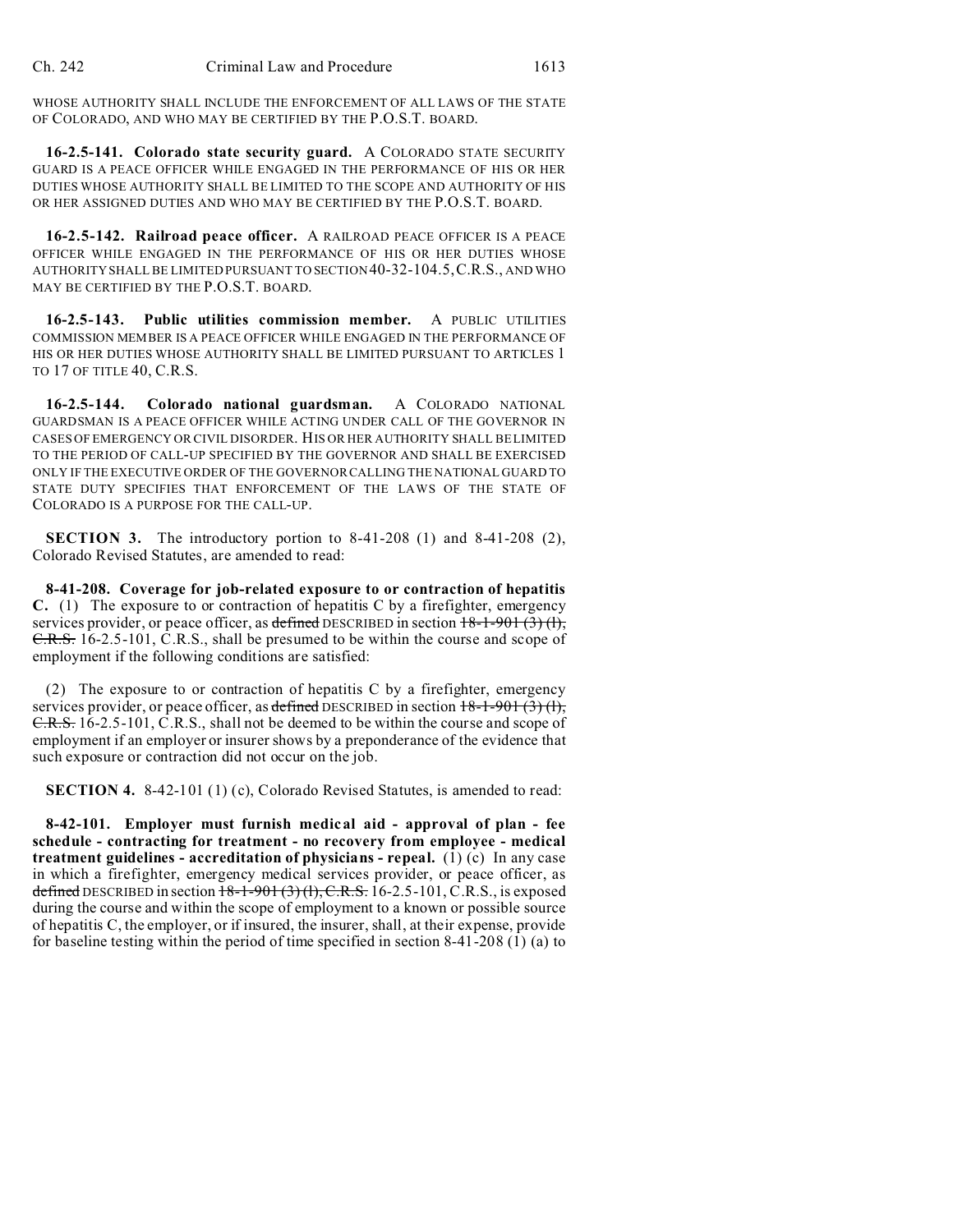WHOSE AUTHORITY SHALL INCLUDE THE ENFORCEMENT OF ALL LAWS OF THE STATE OF COLORADO, AND WHO MAY BE CERTIFIED BY THE P.O.S.T. BOARD.

**16-2.5-141. Colorado state security guard.** A COLORADO STATE SECURITY GUARD IS A PEACE OFFICER WHILE ENGAGED IN THE PERFORMANCE OF HIS OR HER DUTIES WHOSE AUTHORITY SHALL BE LIMITED TO THE SCOPE AND AUTHORITY OF HIS OR HER ASSIGNED DUTIES AND WHO MAY BE CERTIFIED BY THE P.O.S.T. BOARD.

**16-2.5-142. Railroad peace officer.** A RAILROAD PEACE OFFICER IS A PEACE OFFICER WHILE ENGAGED IN THE PERFORMANCE OF HIS OR HER DUTIES WHOSE AUTHORITY SHALL BE LIMITED PURSUANT TO SECTION 40-32-104.5, C.R.S., AND WHO MAY BE CERTIFIED BY THE P.O.S.T. BOARD.

**16-2.5-143. Public utilities commission member.** A PUBLIC UTILITIES COMMISSION MEMBER IS A PEACE OFFICER WHILE ENGAGED IN THE PERFORMANCE OF HIS OR HER DUTIES WHOSE AUTHORITY SHALL BE LIMITED PURSUANT TO ARTICLES 1 TO 17 OF TITLE 40, C.R.S.

**16-2.5-144. Colorado national guardsman.** A COLORADO NATIONAL GUARDSMAN IS A PEACE OFFICER WHILE ACTING UNDER CALL OF THE GOVERNOR IN CASES OF EMERGENCY OR CIVIL DISORDER. HIS OR HER AUTHORITY SHALL BE LIMITED TO THE PERIOD OF CALL-UP SPECIFIED BY THE GOVERNOR AND SHALL BE EXERCISED ONLY IF THE EXECUTIVE ORDER OF THE GOVERNOR CALLING THE NATIONAL GUARD TO STATE DUTY SPECIFIES THAT ENFORCEMENT OF THE LAWS OF THE STATE OF COLORADO IS A PURPOSE FOR THE CALL-UP.

**SECTION 3.** The introductory portion to 8-41-208 (1) and 8-41-208 (2), Colorado Revised Statutes, are amended to read:

**8-41-208. Coverage for job-related exposure to or contraction of hepatitis C.** (1) The exposure to or contraction of hepatitis C by a firefighter, emergency services provider, or peace officer, as ~~defined~~ DESCRIBED in section ~~18-1-901 (3) (l), C.R.S.~~ 16-2.5-101, C.R.S., shall be presumed to be within the course and scope of employment if the following conditions are satisfied:

(2) The exposure to or contraction of hepatitis C by a firefighter, emergency services provider, or peace officer, as ~~defined~~ DESCRIBED in section ~~18-1-901 (3) (l), C.R.S.~~ 16-2.5-101, C.R.S., shall not be deemed to be within the course and scope of employment if an employer or insurer shows by a preponderance of the evidence that such exposure or contraction did not occur on the job.

**SECTION 4.** 8-42-101 (1) (c), Colorado Revised Statutes, is amended to read:

**8-42-101. Employer must furnish medical aid - approval of plan - fee schedule - contracting for treatment - no recovery from employee - medical treatment guidelines - accreditation of physicians - repeal.** (1) (c) In any case in which a firefighter, emergency medical services provider, or peace officer, as ~~defined~~ DESCRIBED in section ~~18-1-901 (3) (l), C.R.S.~~ 16-2.5-101, C.R.S., is exposed during the course and within the scope of employment to a known or possible source of hepatitis C, the employer, or if insured, the insurer, shall, at their expense, provide for baseline testing within the period of time specified in section 8-41-208 (1) (a) to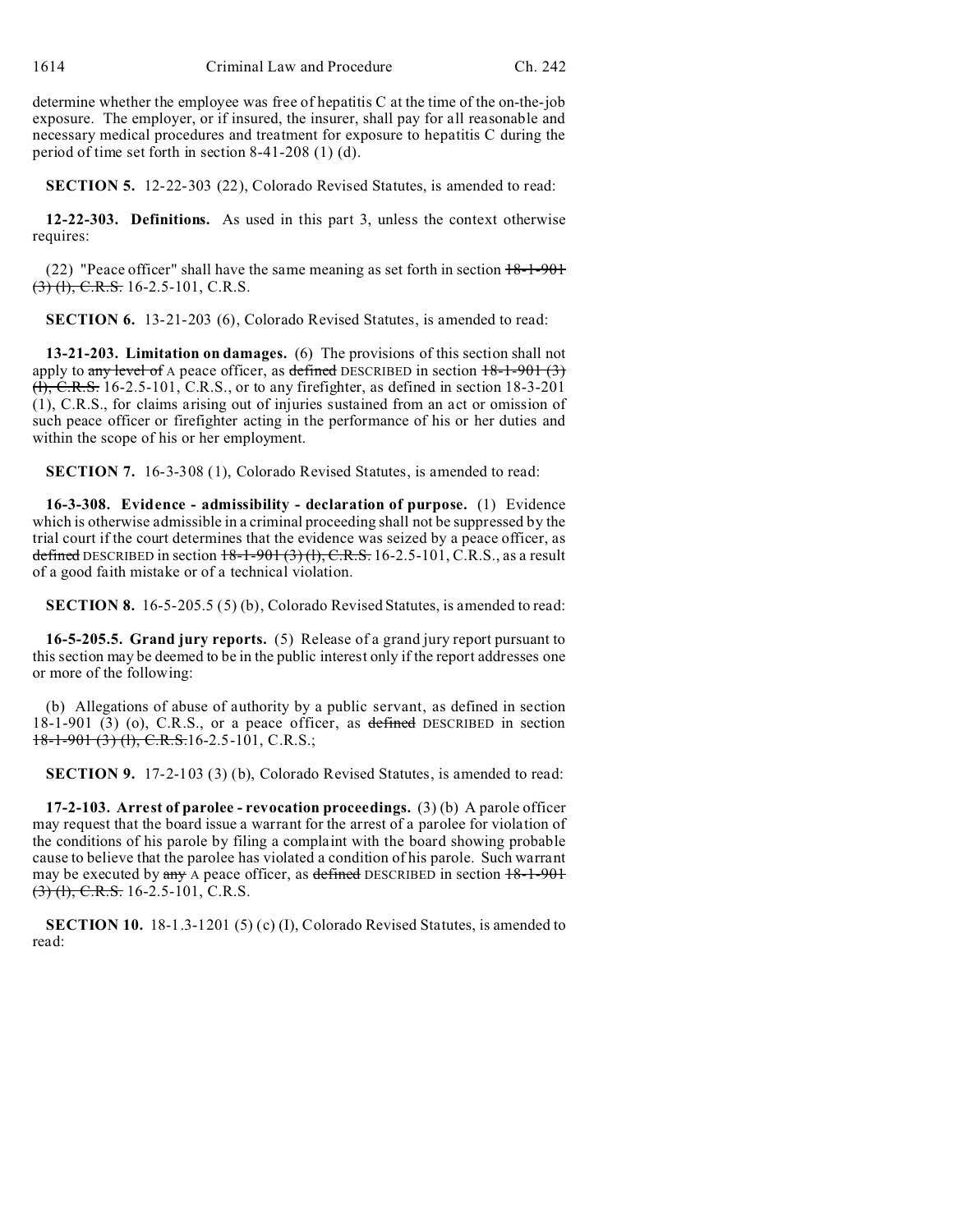determine whether the employee was free of hepatitis C at the time of the on-the-job exposure. The employer, or if insured, the insurer, shall pay for all reasonable and necessary medical procedures and treatment for exposure to hepatitis C during the period of time set forth in section 8-41-208 (1) (d).

**SECTION 5.** 12-22-303 (22), Colorado Revised Statutes, is amended to read:

**12-22-303. Definitions.** As used in this part 3, unless the context otherwise requires:

(22) "Peace officer" shall have the same meaning as set forth in section ~~18-1-901 (3) (l), C.R.S.~~ 16-2.5-101, C.R.S.

**SECTION 6.** 13-21-203 (6), Colorado Revised Statutes, is amended to read:

**13-21-203. Limitation on damages.** (6) The provisions of this section shall not apply to ~~any level of~~ A peace officer, as ~~defined~~ DESCRIBED in section ~~18-1-901 (3) (l), C.R.S.~~ 16-2.5-101, C.R.S., or to any firefighter, as defined in section 18-3-201 (1), C.R.S., for claims arising out of injuries sustained from an act or omission of such peace officer or firefighter acting in the performance of his or her duties and within the scope of his or her employment.

**SECTION 7.** 16-3-308 (1), Colorado Revised Statutes, is amended to read:

**16-3-308. Evidence - admissibility - declaration of purpose.** (1) Evidence which is otherwise admissible in a criminal proceeding shall not be suppressed by the trial court if the court determines that the evidence was seized by a peace officer, as ~~defined~~ DESCRIBED in section ~~18-1-901 (3) (l), C.R.S.~~ 16-2.5-101, C.R.S., as a result of a good faith mistake or of a technical violation.

**SECTION 8.** 16-5-205.5 (5) (b), Colorado Revised Statutes, is amended to read:

**16-5-205.5. Grand jury reports.** (5) Release of a grand jury report pursuant to this section may be deemed to be in the public interest only if the report addresses one or more of the following:

(b) Allegations of abuse of authority by a public servant, as defined in section 18-1-901 (3) (o), C.R.S., or a peace officer, as ~~defined~~ DESCRIBED in section ~~18-1-901 (3) (l), C.R.S.~~16-2.5-101, C.R.S.;

**SECTION 9.** 17-2-103 (3) (b), Colorado Revised Statutes, is amended to read:

**17-2-103. Arrest of parolee - revocation proceedings.** (3) (b) A parole officer may request that the board issue a warrant for the arrest of a parolee for violation of the conditions of his parole by filing a complaint with the board showing probable cause to believe that the parolee has violated a condition of his parole. Such warrant may be executed by ~~any~~ A peace officer, as ~~defined~~ DESCRIBED in section ~~18-1-901 (3) (l), C.R.S.~~ 16-2.5-101, C.R.S.

**SECTION 10.** 18-1.3-1201 (5) (c) (I), Colorado Revised Statutes, is amended to read: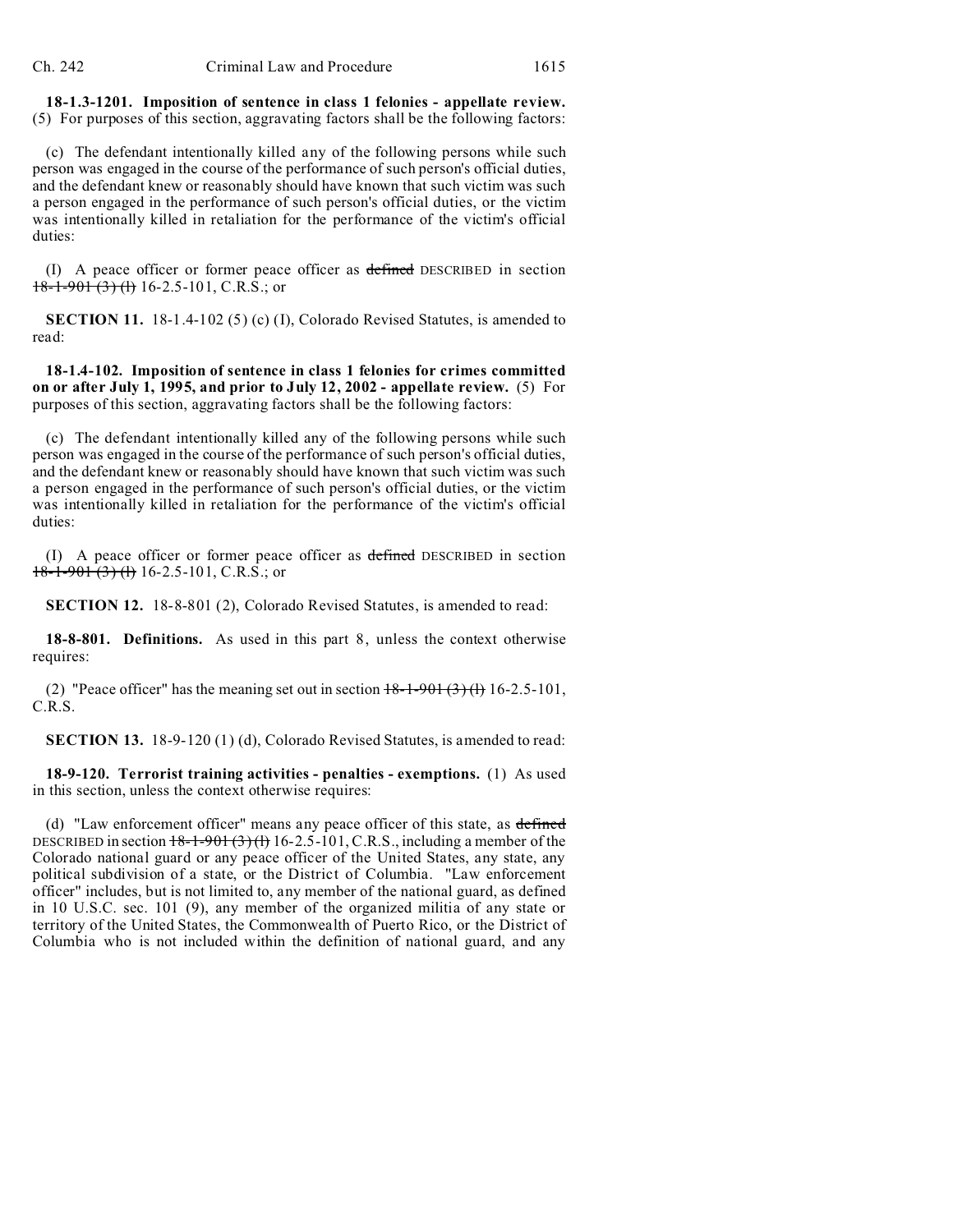**18-1.3-1201. Imposition of sentence in class 1 felonies - appellate review.** (5) For purposes of this section, aggravating factors shall be the following factors:

(c) The defendant intentionally killed any of the following persons while such person was engaged in the course of the performance of such person's official duties, and the defendant knew or reasonably should have known that such victim was such a person engaged in the performance of such person's official duties, or the victim was intentionally killed in retaliation for the performance of the victim's official duties:

(I) A peace officer or former peace officer as ~~defined~~ DESCRIBED in section ~~18-1-901 (3) (l)~~ 16-2.5-101, C.R.S.; or

**SECTION 11.** 18-1.4-102 (5) (c) (I), Colorado Revised Statutes, is amended to read:

**18-1.4-102. Imposition of sentence in class 1 felonies for crimes committed on or after July 1, 1995, and prior to July 12, 2002 - appellate review.** (5) For purposes of this section, aggravating factors shall be the following factors:

(c) The defendant intentionally killed any of the following persons while such person was engaged in the course of the performance of such person's official duties, and the defendant knew or reasonably should have known that such victim was such a person engaged in the performance of such person's official duties, or the victim was intentionally killed in retaliation for the performance of the victim's official duties:

(I) A peace officer or former peace officer as ~~defined~~ DESCRIBED in section ~~18-1-901 (3) (l)~~ 16-2.5-101, C.R.S.; or

**SECTION 12.** 18-8-801 (2), Colorado Revised Statutes, is amended to read:

**18-8-801. Definitions.** As used in this part 8, unless the context otherwise requires:

(2) "Peace officer" has the meaning set out in section ~~18-1-901 (3) (l)~~ 16-2.5-101, C.R.S.

**SECTION 13.** 18-9-120 (1) (d), Colorado Revised Statutes, is amended to read:

**18-9-120. Terrorist training activities - penalties - exemptions.** (1) As used in this section, unless the context otherwise requires:

(d) "Law enforcement officer" means any peace officer of this state, as ~~defined~~ DESCRIBED in section ~~18-1-901 (3) (l)~~ 16-2.5-101, C.R.S., including a member of the Colorado national guard or any peace officer of the United States, any state, any political subdivision of a state, or the District of Columbia. "Law enforcement officer" includes, but is not limited to, any member of the national guard, as defined in 10 U.S.C. sec. 101 (9), any member of the organized militia of any state or territory of the United States, the Commonwealth of Puerto Rico, or the District of Columbia who is not included within the definition of national guard, and any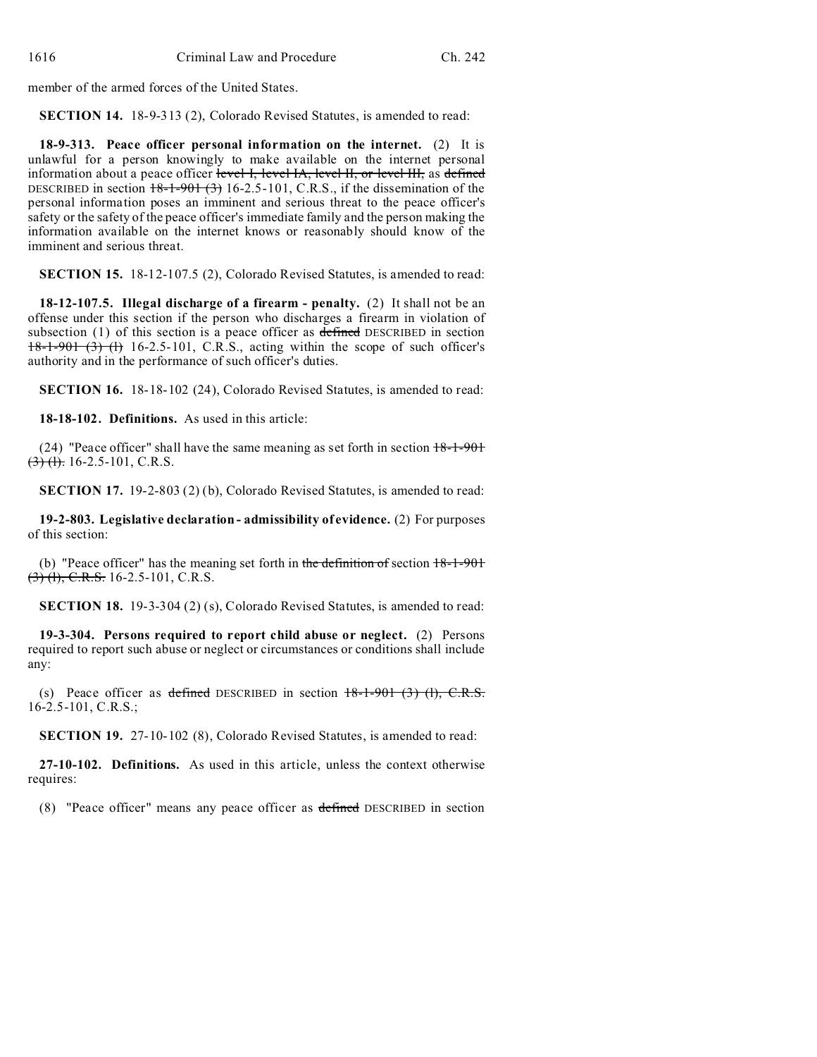member of the armed forces of the United States.

**SECTION 14.** 18-9-313 (2), Colorado Revised Statutes, is amended to read:

**18-9-313. Peace officer personal information on the internet.** (2) It is unlawful for a person knowingly to make available on the internet personal information about a peace officer ~~level I, level IA, level II, or level III,~~ as ~~defined~~ DESCRIBED in section ~~18-1-901 (3)~~ 16-2.5-101, C.R.S., if the dissemination of the personal information poses an imminent and serious threat to the peace officer's safety or the safety of the peace officer's immediate family and the person making the information available on the internet knows or reasonably should know of the imminent and serious threat.

**SECTION 15.** 18-12-107.5 (2), Colorado Revised Statutes, is amended to read:

**18-12-107.5. Illegal discharge of a firearm - penalty.** (2) It shall not be an offense under this section if the person who discharges a firearm in violation of subsection (1) of this section is a peace officer as ~~defined~~ DESCRIBED in section ~~18-1-901 (3) (l)~~ 16-2.5-101, C.R.S., acting within the scope of such officer's authority and in the performance of such officer's duties.

**SECTION 16.** 18-18-102 (24), Colorado Revised Statutes, is amended to read:

**18-18-102. Definitions.** As used in this article:

(24) "Peace officer" shall have the same meaning as set forth in section ~~18-1-901 (3) (l).~~ 16-2.5-101, C.R.S.

**SECTION 17.** 19-2-803 (2) (b), Colorado Revised Statutes, is amended to read:

**19-2-803. Legislative declaration - admissibility of evidence.** (2) For purposes of this section:

(b) "Peace officer" has the meaning set forth in ~~the definition of~~ section ~~18-1-901 (3) (l), C.R.S.~~ 16-2.5-101, C.R.S.

**SECTION 18.** 19-3-304 (2) (s), Colorado Revised Statutes, is amended to read:

**19-3-304. Persons required to report child abuse or neglect.** (2) Persons required to report such abuse or neglect or circumstances or conditions shall include any:

(s) Peace officer as ~~defined~~ DESCRIBED in section ~~18-1-901 (3) (l), C.R.S.~~ 16-2.5-101, C.R.S.;

**SECTION 19.** 27-10-102 (8), Colorado Revised Statutes, is amended to read:

**27-10-102. Definitions.** As used in this article, unless the context otherwise requires:

(8) "Peace officer" means any peace officer as ~~defined~~ DESCRIBED in section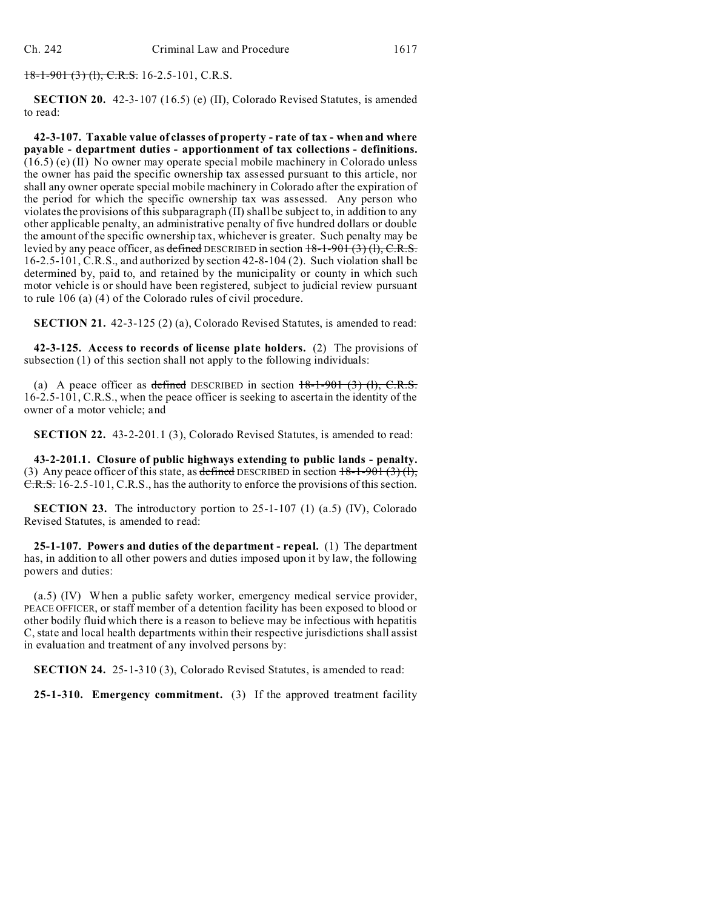~~18-1-901 (3) (l), C.R.S.~~ 16-2.5-101, C.R.S.

**SECTION 20.** 42-3-107 (16.5) (e) (II), Colorado Revised Statutes, is amended to read:

**42-3-107. Taxable value of classes of property - rate of tax - when and where payable - department duties - apportionment of tax collections - definitions.** (16.5) (e) (II) No owner may operate special mobile machinery in Colorado unless the owner has paid the specific ownership tax assessed pursuant to this article, nor shall any owner operate special mobile machinery in Colorado after the expiration of the period for which the specific ownership tax was assessed. Any person who violates the provisions of this subparagraph (II) shall be subject to, in addition to any other applicable penalty, an administrative penalty of five hundred dollars or double the amount of the specific ownership tax, whichever is greater. Such penalty may be levied by any peace officer, as ~~defined~~ DESCRIBED in section ~~18-1-901 (3) (l), C.R.S.~~ 16-2.5-101, C.R.S., and authorized by section 42-8-104 (2). Such violation shall be determined by, paid to, and retained by the municipality or county in which such motor vehicle is or should have been registered, subject to judicial review pursuant to rule 106 (a) (4) of the Colorado rules of civil procedure.

**SECTION 21.** 42-3-125 (2) (a), Colorado Revised Statutes, is amended to read:

**42-3-125. Access to records of license plate holders.** (2) The provisions of subsection (1) of this section shall not apply to the following individuals:

(a) A peace officer as ~~defined~~ DESCRIBED in section ~~18-1-901 (3) (l), C.R.S.~~ 16-2.5-101, C.R.S., when the peace officer is seeking to ascertain the identity of the owner of a motor vehicle; and

**SECTION 22.** 43-2-201.1 (3), Colorado Revised Statutes, is amended to read:

**43-2-201.1. Closure of public highways extending to public lands - penalty.** (3) Any peace officer of this state, as ~~defined~~ DESCRIBED in section ~~18-1-901 (3) (l), C.R.S.~~ 16-2.5-101, C.R.S., has the authority to enforce the provisions of this section.

**SECTION 23.** The introductory portion to 25-1-107 (1) (a.5) (IV), Colorado Revised Statutes, is amended to read:

**25-1-107. Powers and duties of the department - repeal.** (1) The department has, in addition to all other powers and duties imposed upon it by law, the following powers and duties:

(a.5) (IV) When a public safety worker, emergency medical service provider, PEACE OFFICER, or staff member of a detention facility has been exposed to blood or other bodily fluid which there is a reason to believe may be infectious with hepatitis C, state and local health departments within their respective jurisdictions shall assist in evaluation and treatment of any involved persons by:

**SECTION 24.** 25-1-310 (3), Colorado Revised Statutes, is amended to read:

**25-1-310. Emergency commitment.** (3) If the approved treatment facility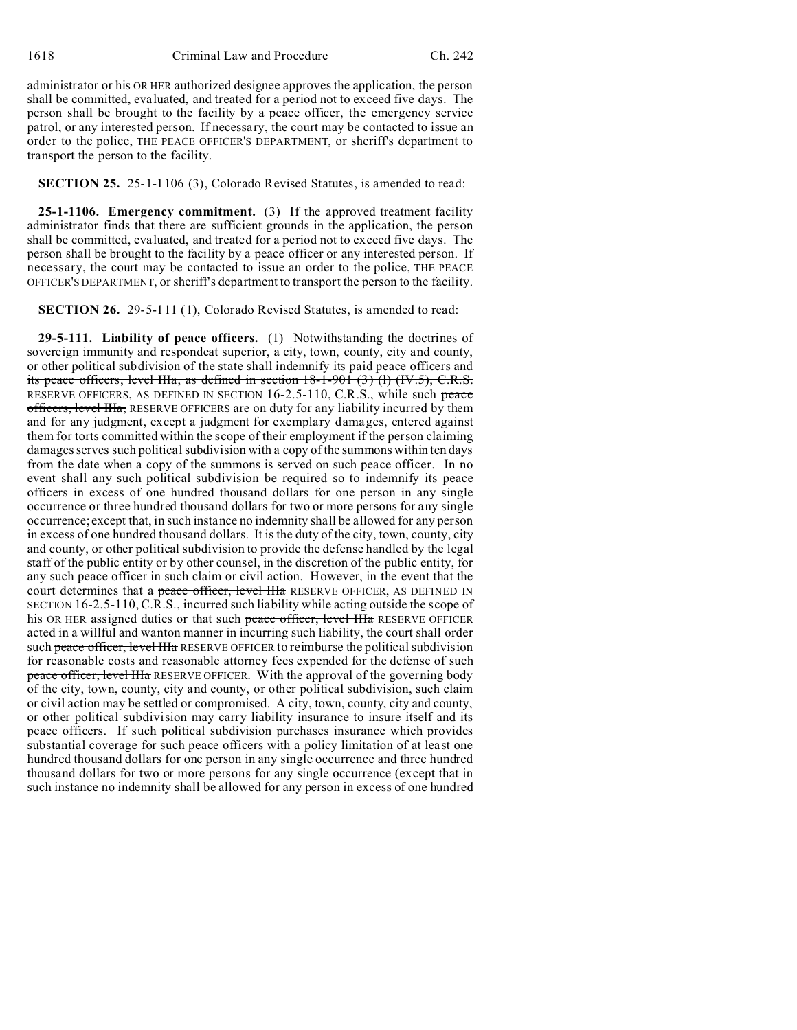administrator or his OR HER authorized designee approves the application, the person shall be committed, evaluated, and treated for a period not to exceed five days. The person shall be brought to the facility by a peace officer, the emergency service patrol, or any interested person. If necessary, the court may be contacted to issue an order to the police, THE PEACE OFFICER'S DEPARTMENT, or sheriff's department to transport the person to the facility.

**SECTION 25.** 25-1-1106 (3), Colorado Revised Statutes, is amended to read:

**25-1-1106. Emergency commitment.** (3) If the approved treatment facility administrator finds that there are sufficient grounds in the application, the person shall be committed, evaluated, and treated for a period not to exceed five days. The person shall be brought to the facility by a peace officer or any interested person. If necessary, the court may be contacted to issue an order to the police, THE PEACE OFFICER'S DEPARTMENT, or sheriff's department to transport the person to the facility.

**SECTION 26.** 29-5-111 (1), Colorado Revised Statutes, is amended to read:

**29-5-111. Liability of peace officers.** (1) Notwithstanding the doctrines of sovereign immunity and respondeat superior, a city, town, county, city and county, or other political subdivision of the state shall indemnify its paid peace officers and ~~its peace officers, level IIIa, as defined in section 18-1-901 (3) (l) (IV.5), C.R.S.~~ RESERVE OFFICERS, AS DEFINED IN SECTION 16-2.5-110, C.R.S., while such ~~peace officers, level IIIa,~~ RESERVE OFFICERS are on duty for any liability incurred by them and for any judgment, except a judgment for exemplary damages, entered against them for torts committed within the scope of their employment if the person claiming damages serves such political subdivision with a copy of the summons within ten days from the date when a copy of the summons is served on such peace officer. In no event shall any such political subdivision be required so to indemnify its peace officers in excess of one hundred thousand dollars for one person in any single occurrence or three hundred thousand dollars for two or more persons for any single occurrence; except that, in such instance no indemnity shall be allowed for any person in excess of one hundred thousand dollars. It is the duty of the city, town, county, city and county, or other political subdivision to provide the defense handled by the legal staff of the public entity or by other counsel, in the discretion of the public entity, for any such peace officer in such claim or civil action. However, in the event that the court determines that a ~~peace officer, level IIIa~~ RESERVE OFFICER, AS DEFINED IN SECTION 16-2.5-110, C.R.S., incurred such liability while acting outside the scope of his OR HER assigned duties or that such ~~peace officer, level IIIa~~ RESERVE OFFICER acted in a willful and wanton manner in incurring such liability, the court shall order such ~~peace officer, level IIIa~~ RESERVE OFFICER to reimburse the political subdivision for reasonable costs and reasonable attorney fees expended for the defense of such ~~peace officer, level IIIa~~ RESERVE OFFICER. With the approval of the governing body of the city, town, county, city and county, or other political subdivision, such claim or civil action may be settled or compromised. A city, town, county, city and county, or other political subdivision may carry liability insurance to insure itself and its peace officers. If such political subdivision purchases insurance which provides substantial coverage for such peace officers with a policy limitation of at least one hundred thousand dollars for one person in any single occurrence and three hundred thousand dollars for two or more persons for any single occurrence (except that in such instance no indemnity shall be allowed for any person in excess of one hundred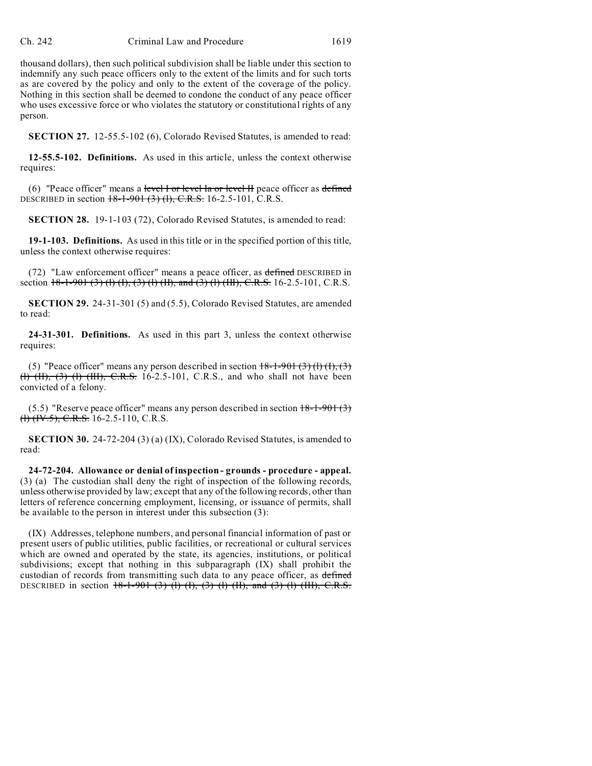thousand dollars), then such political subdivision shall be liable under this section to indemnify any such peace officers only to the extent of the limits and for such torts as are covered by the policy and only to the extent of the coverage of the policy. Nothing in this section shall be deemed to condone the conduct of any peace officer who uses excessive force or who violates the statutory or constitutional rights of any person.

**SECTION 27.** 12-55.5-102 (6), Colorado Revised Statutes, is amended to read:

**12-55.5-102. Definitions.** As used in this article, unless the context otherwise requires:

(6) "Peace officer" means a ~~level I or level Ia or level II~~ peace officer as ~~defined~~ DESCRIBED in section ~~18-1-901 (3) (l), C.R.S.~~ 16-2.5-101, C.R.S.

**SECTION 28.** 19-1-103 (72), Colorado Revised Statutes, is amended to read:

**19-1-103. Definitions.** As used in this title or in the specified portion of this title, unless the context otherwise requires:

(72) "Law enforcement officer" means a peace officer, as ~~defined~~ DESCRIBED in section ~~18-1-901 (3) (l) (I), (3) (l) (II), and (3) (l) (III), C.R.S.~~ 16-2.5-101, C.R.S.

**SECTION 29.** 24-31-301 (5) and (5.5), Colorado Revised Statutes, are amended to read:

**24-31-301. Definitions.** As used in this part 3, unless the context otherwise requires:

(5) "Peace officer" means any person described in section ~~18-1-901 (3) (l) (I), (3) (l) (II), (3) (l) (III), C.R.S.~~ 16-2.5-101, C.R.S., and who shall not have been convicted of a felony.

(5.5) "Reserve peace officer" means any person described in section ~~18-1-901 (3) (l) (IV.5), C.R.S.~~ 16-2.5-110, C.R.S.

**SECTION 30.** 24-72-204 (3) (a) (IX), Colorado Revised Statutes, is amended to read:

**24-72-204. Allowance or denial of inspection - grounds - procedure - appeal.** (3) (a) The custodian shall deny the right of inspection of the following records, unless otherwise provided by law; except that any of the following records, other than letters of reference concerning employment, licensing, or issuance of permits, shall be available to the person in interest under this subsection (3):

(IX) Addresses, telephone numbers, and personal financial information of past or present users of public utilities, public facilities, or recreational or cultural services which are owned and operated by the state, its agencies, institutions, or political subdivisions; except that nothing in this subparagraph (IX) shall prohibit the custodian of records from transmitting such data to any peace officer, as ~~defined~~ DESCRIBED in section ~~18-1-901 (3) (l) (I), (3) (l) (II), and (3) (l) (III), C.R.S.~~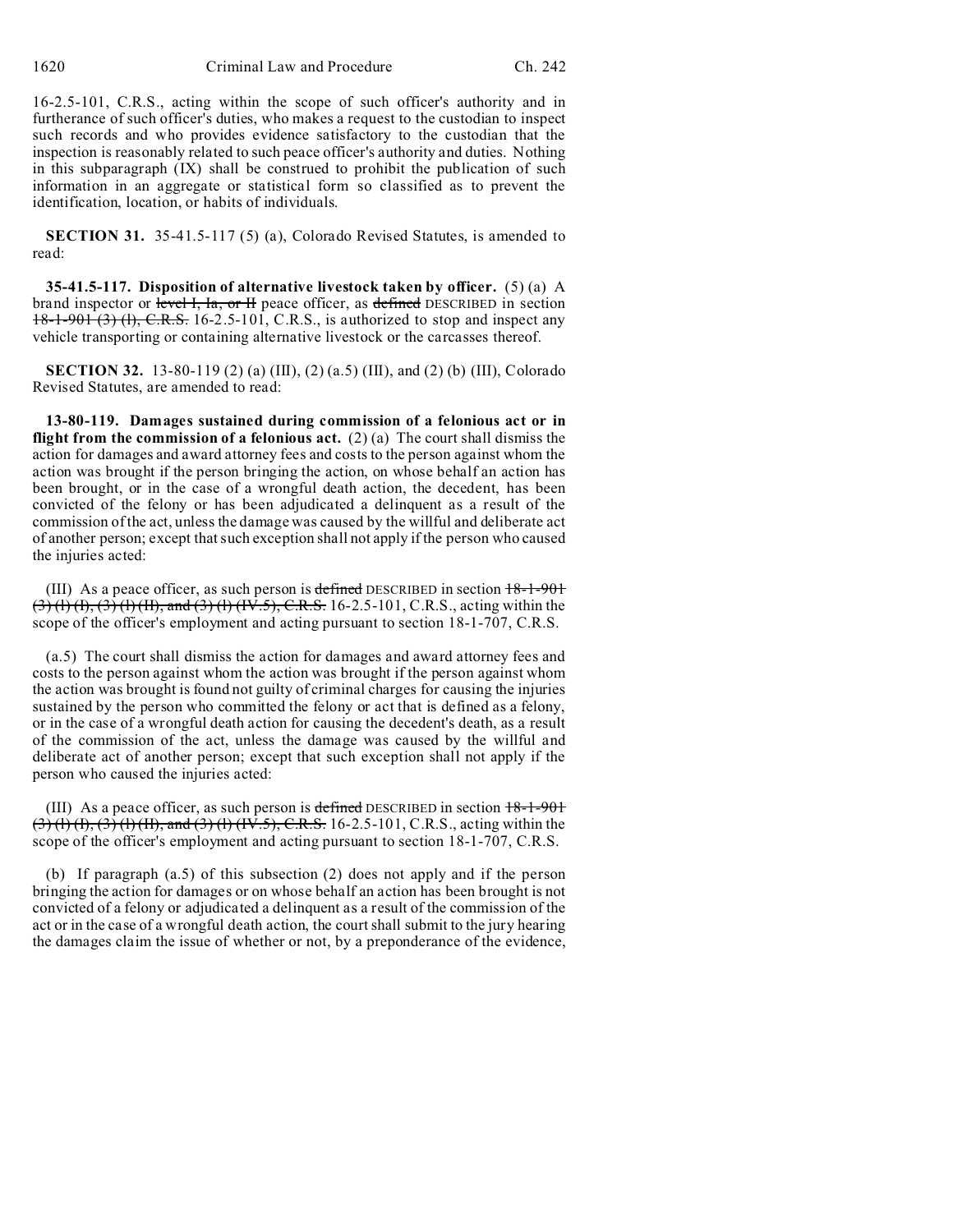16-2.5-101, C.R.S., acting within the scope of such officer's authority and in furtherance of such officer's duties, who makes a request to the custodian to inspect such records and who provides evidence satisfactory to the custodian that the inspection is reasonably related to such peace officer's authority and duties. Nothing in this subparagraph (IX) shall be construed to prohibit the publication of such information in an aggregate or statistical form so classified as to prevent the identification, location, or habits of individuals.

**SECTION 31.** 35-41.5-117 (5) (a), Colorado Revised Statutes, is amended to read:

**35-41.5-117. Disposition of alternative livestock taken by officer.** (5) (a) A brand inspector or ~~level I, Ia, or II~~ peace officer, as ~~defined~~ DESCRIBED in section ~~18-1-901 (3) (l), C.R.S.~~ 16-2.5-101, C.R.S., is authorized to stop and inspect any vehicle transporting or containing alternative livestock or the carcasses thereof.

**SECTION 32.** 13-80-119 (2) (a) (III), (2) (a.5) (III), and (2) (b) (III), Colorado Revised Statutes, are amended to read:

**13-80-119. Damages sustained during commission of a felonious act or in flight from the commission of a felonious act.** (2) (a) The court shall dismiss the action for damages and award attorney fees and costs to the person against whom the action was brought if the person bringing the action, on whose behalf an action has been brought, or in the case of a wrongful death action, the decedent, has been convicted of the felony or has been adjudicated a delinquent as a result of the commission of the act, unless the damage was caused by the willful and deliberate act of another person; except that such exception shall not apply if the person who caused the injuries acted:

(III) As a peace officer, as such person is ~~defined~~ DESCRIBED in section ~~18-1-901 (3) (l) (I), (3) (l) (II), and (3) (l) (IV.5), C.R.S.~~ 16-2.5-101, C.R.S., acting within the scope of the officer's employment and acting pursuant to section 18-1-707, C.R.S.

(a.5) The court shall dismiss the action for damages and award attorney fees and costs to the person against whom the action was brought if the person against whom the action was brought is found not guilty of criminal charges for causing the injuries sustained by the person who committed the felony or act that is defined as a felony, or in the case of a wrongful death action for causing the decedent's death, as a result of the commission of the act, unless the damage was caused by the willful and deliberate act of another person; except that such exception shall not apply if the person who caused the injuries acted:

(III) As a peace officer, as such person is ~~defined~~ DESCRIBED in section ~~18-1-901 (3) (l) (I), (3) (l) (II), and (3) (l) (IV.5), C.R.S.~~ 16-2.5-101, C.R.S., acting within the scope of the officer's employment and acting pursuant to section 18-1-707, C.R.S.

(b) If paragraph (a.5) of this subsection (2) does not apply and if the person bringing the action for damages or on whose behalf an action has been brought is not convicted of a felony or adjudicated a delinquent as a result of the commission of the act or in the case of a wrongful death action, the court shall submit to the jury hearing the damages claim the issue of whether or not, by a preponderance of the evidence,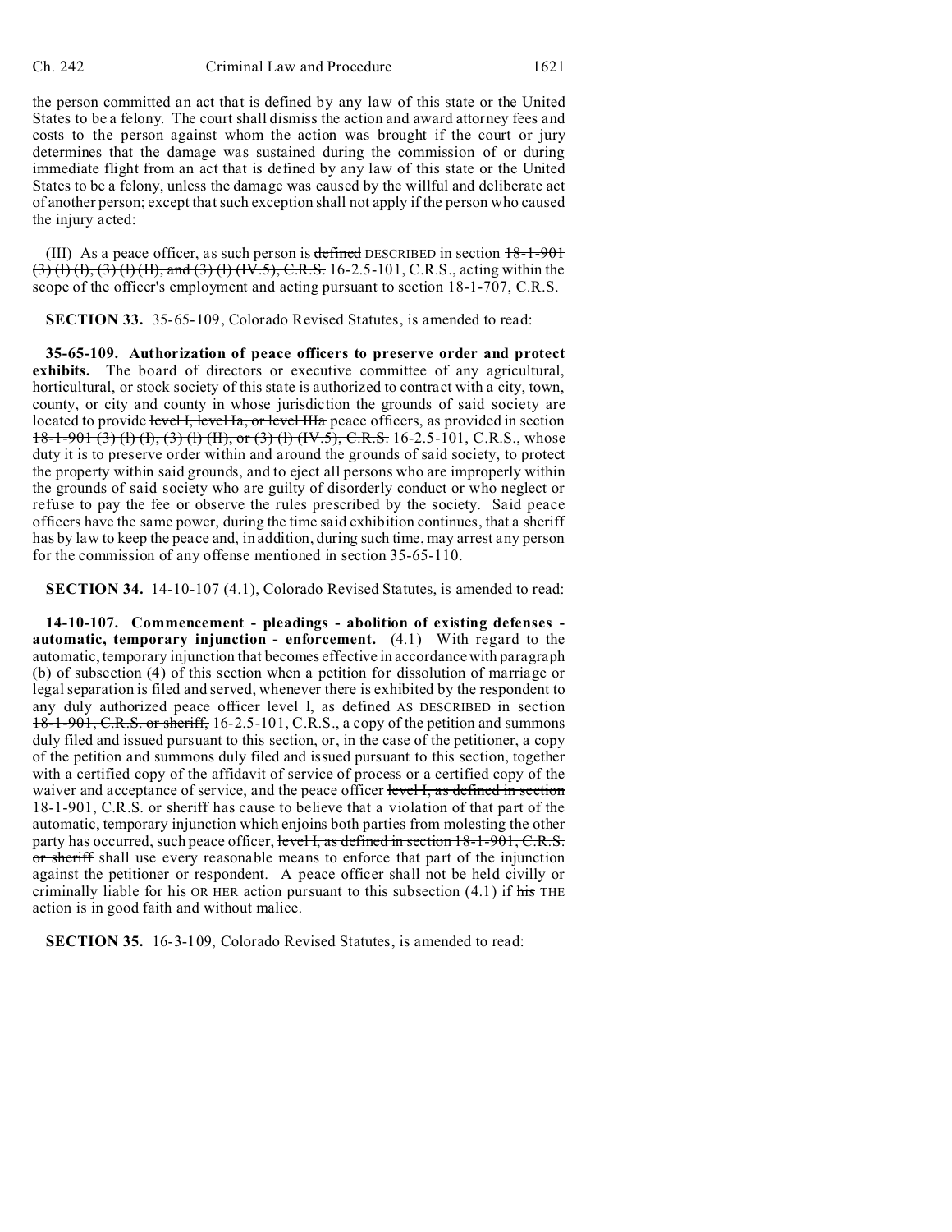the person committed an act that is defined by any law of this state or the United States to be a felony. The court shall dismiss the action and award attorney fees and costs to the person against whom the action was brought if the court or jury determines that the damage was sustained during the commission of or during immediate flight from an act that is defined by any law of this state or the United States to be a felony, unless the damage was caused by the willful and deliberate act of another person; except that such exception shall not apply if the person who caused the injury acted:

(III) As a peace officer, as such person is ~~defined~~ DESCRIBED in section ~~18-1-901 (3) (l) (I), (3) (l) (II), and (3) (l) (IV.5), C.R.S.~~ 16-2.5-101, C.R.S., acting within the scope of the officer's employment and acting pursuant to section 18-1-707, C.R.S.

**SECTION 33.** 35-65-109, Colorado Revised Statutes, is amended to read:

**35-65-109. Authorization of peace officers to preserve order and protect exhibits.** The board of directors or executive committee of any agricultural, horticultural, or stock society of this state is authorized to contract with a city, town, county, or city and county in whose jurisdiction the grounds of said society are located to provide ~~level I, level Ia, or level IIIa~~ peace officers, as provided in section ~~18-1-901 (3) (l) (I), (3) (l) (II), or (3) (l) (IV.5), C.R.S.~~ 16-2.5-101, C.R.S., whose duty it is to preserve order within and around the grounds of said society, to protect the property within said grounds, and to eject all persons who are improperly within the grounds of said society who are guilty of disorderly conduct or who neglect or refuse to pay the fee or observe the rules prescribed by the society. Said peace officers have the same power, during the time said exhibition continues, that a sheriff has by law to keep the peace and, in addition, during such time, may arrest any person for the commission of any offense mentioned in section 35-65-110.

**SECTION 34.** 14-10-107 (4.1), Colorado Revised Statutes, is amended to read:

**14-10-107. Commencement - pleadings - abolition of existing defenses - automatic, temporary injunction - enforcement.** (4.1) With regard to the automatic, temporary injunction that becomes effective in accordance with paragraph (b) of subsection (4) of this section when a petition for dissolution of marriage or legal separation is filed and served, whenever there is exhibited by the respondent to any duly authorized peace officer ~~level I, as defined~~ AS DESCRIBED in section ~~18-1-901, C.R.S. or sheriff,~~ 16-2.5-101, C.R.S., a copy of the petition and summons duly filed and issued pursuant to this section, or, in the case of the petitioner, a copy of the petition and summons duly filed and issued pursuant to this section, together with a certified copy of the affidavit of service of process or a certified copy of the waiver and acceptance of service, and the peace officer ~~level I, as defined in section 18-1-901, C.R.S. or sheriff~~ has cause to believe that a violation of that part of the automatic, temporary injunction which enjoins both parties from molesting the other party has occurred, such peace officer, ~~level I, as defined in section 18-1-901, C.R.S. or sheriff~~ shall use every reasonable means to enforce that part of the injunction against the petitioner or respondent. A peace officer shall not be held civilly or criminally liable for his OR HER action pursuant to this subsection (4.1) if ~~his~~ THE action is in good faith and without malice.

**SECTION 35.** 16-3-109, Colorado Revised Statutes, is amended to read: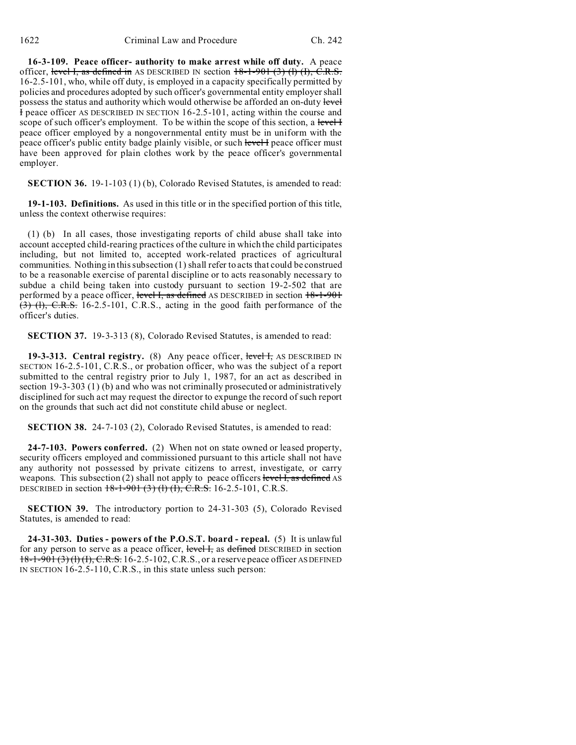**16-3-109. Peace officer- authority to make arrest while off duty.** A peace officer, ~~level I, as defined in~~ AS DESCRIBED IN section ~~18-1-901 (3) (l) (I), C.R.S.~~ 16-2.5-101, who, while off duty, is employed in a capacity specifically permitted by policies and procedures adopted by such officer's governmental entity employer shall possess the status and authority which would otherwise be afforded an on-duty ~~level I~~ peace officer AS DESCRIBED IN SECTION 16-2.5-101, acting within the course and scope of such officer's employment. To be within the scope of this section, a ~~level I~~ peace officer employed by a nongovernmental entity must be in uniform with the peace officer's public entity badge plainly visible, or such ~~level I~~ peace officer must have been approved for plain clothes work by the peace officer's governmental employer.

**SECTION 36.** 19-1-103 (1) (b), Colorado Revised Statutes, is amended to read:

**19-1-103. Definitions.** As used in this title or in the specified portion of this title, unless the context otherwise requires:

(1) (b) In all cases, those investigating reports of child abuse shall take into account accepted child-rearing practices of the culture in which the child participates including, but not limited to, accepted work-related practices of agricultural communities. Nothing in this subsection (1) shall refer to acts that could be construed to be a reasonable exercise of parental discipline or to acts reasonably necessary to subdue a child being taken into custody pursuant to section 19-2-502 that are performed by a peace officer, ~~level I, as defined~~ AS DESCRIBED in section ~~18-1-901 (3) (l), C.R.S.~~ 16-2.5-101, C.R.S., acting in the good faith performance of the officer's duties.

**SECTION 37.** 19-3-313 (8), Colorado Revised Statutes, is amended to read:

**19-3-313. Central registry.** (8) Any peace officer, ~~level I,~~ AS DESCRIBED IN SECTION 16-2.5-101, C.R.S., or probation officer, who was the subject of a report submitted to the central registry prior to July 1, 1987, for an act as described in section 19-3-303 (1) (b) and who was not criminally prosecuted or administratively disciplined for such act may request the director to expunge the record of such report on the grounds that such act did not constitute child abuse or neglect.

**SECTION 38.** 24-7-103 (2), Colorado Revised Statutes, is amended to read:

**24-7-103. Powers conferred.** (2) When not on state owned or leased property, security officers employed and commissioned pursuant to this article shall not have any authority not possessed by private citizens to arrest, investigate, or carry weapons. This subsection (2) shall not apply to peace officers ~~level I, as defined~~ AS DESCRIBED in section ~~18-1-901 (3) (l) (I), C.R.S.~~ 16-2.5-101, C.R.S.

**SECTION 39.** The introductory portion to 24-31-303 (5), Colorado Revised Statutes, is amended to read:

**24-31-303. Duties - powers of the P.O.S.T. board - repeal.** (5) It is unlawful for any person to serve as a peace officer, ~~level I,~~ as ~~defined~~ DESCRIBED in section ~~18-1-901 (3) (l) (I), C.R.S.~~ 16-2.5-102, C.R.S., or a reserve peace officer AS DEFINED IN SECTION 16-2.5-110, C.R.S., in this state unless such person: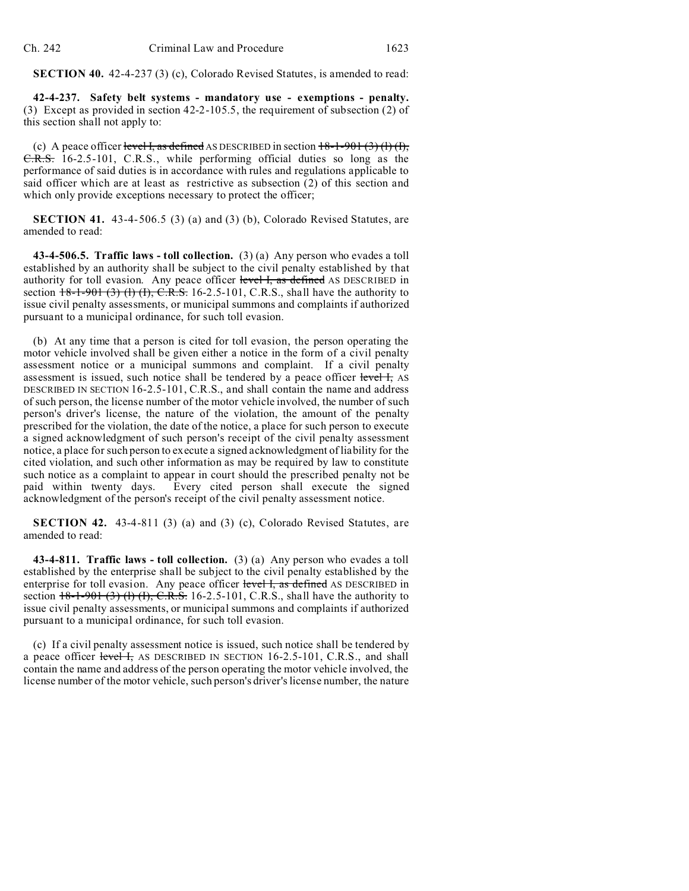**SECTION 40.** 42-4-237 (3) (c), Colorado Revised Statutes, is amended to read:

**42-4-237. Safety belt systems - mandatory use - exemptions - penalty.** (3) Except as provided in section 42-2-105.5, the requirement of subsection (2) of this section shall not apply to:

(c) A peace officer ~~level I, as defined~~ AS DESCRIBED in section ~~18-1-901 (3) (l) (I), C.R.S.~~ 16-2.5-101, C.R.S., while performing official duties so long as the performance of said duties is in accordance with rules and regulations applicable to said officer which are at least as restrictive as subsection (2) of this section and which only provide exceptions necessary to protect the officer;

**SECTION 41.** 43-4-506.5 (3) (a) and (3) (b), Colorado Revised Statutes, are amended to read:

**43-4-506.5. Traffic laws - toll collection.** (3) (a) Any person who evades a toll established by an authority shall be subject to the civil penalty established by that authority for toll evasion. Any peace officer ~~level I, as defined~~ AS DESCRIBED in section ~~18-1-901 (3) (l) (I), C.R.S.~~ 16-2.5-101, C.R.S., shall have the authority to issue civil penalty assessments, or municipal summons and complaints if authorized pursuant to a municipal ordinance, for such toll evasion.

(b) At any time that a person is cited for toll evasion, the person operating the motor vehicle involved shall be given either a notice in the form of a civil penalty assessment notice or a municipal summons and complaint. If a civil penalty assessment is issued, such notice shall be tendered by a peace officer ~~level I,~~ AS DESCRIBED IN SECTION 16-2.5-101, C.R.S., and shall contain the name and address of such person, the license number of the motor vehicle involved, the number of such person's driver's license, the nature of the violation, the amount of the penalty prescribed for the violation, the date of the notice, a place for such person to execute a signed acknowledgment of such person's receipt of the civil penalty assessment notice, a place for such person to execute a signed acknowledgment of liability for the cited violation, and such other information as may be required by law to constitute such notice as a complaint to appear in court should the prescribed penalty not be paid within twenty days. Every cited person shall execute the signed acknowledgment of the person's receipt of the civil penalty assessment notice.

**SECTION 42.** 43-4-811 (3) (a) and (3) (c), Colorado Revised Statutes, are amended to read:

**43-4-811. Traffic laws - toll collection.** (3) (a) Any person who evades a toll established by the enterprise shall be subject to the civil penalty established by the enterprise for toll evasion. Any peace officer ~~level I, as defined~~ AS DESCRIBED in section ~~18-1-901 (3) (l) (I), C.R.S.~~ 16-2.5-101, C.R.S., shall have the authority to issue civil penalty assessments, or municipal summons and complaints if authorized pursuant to a municipal ordinance, for such toll evasion.

(c) If a civil penalty assessment notice is issued, such notice shall be tendered by a peace officer ~~level I,~~ AS DESCRIBED IN SECTION 16-2.5-101, C.R.S., and shall contain the name and address of the person operating the motor vehicle involved, the license number of the motor vehicle, such person's driver's license number, the nature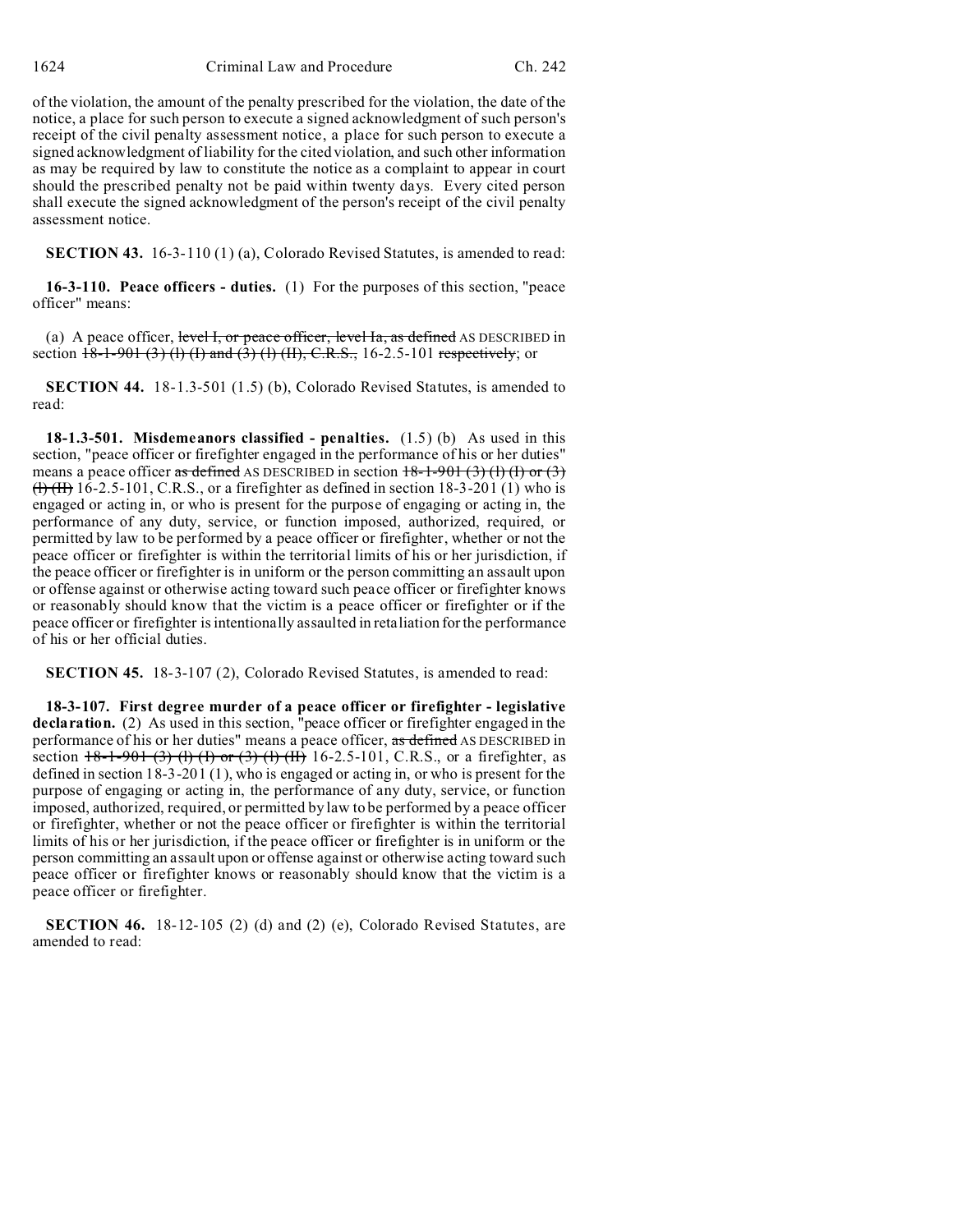of the violation, the amount of the penalty prescribed for the violation, the date of the notice, a place for such person to execute a signed acknowledgment of such person's receipt of the civil penalty assessment notice, a place for such person to execute a signed acknowledgment of liability for the cited violation, and such other information as may be required by law to constitute the notice as a complaint to appear in court should the prescribed penalty not be paid within twenty days. Every cited person shall execute the signed acknowledgment of the person's receipt of the civil penalty assessment notice.

**SECTION 43.** 16-3-110 (1) (a), Colorado Revised Statutes, is amended to read:

**16-3-110. Peace officers - duties.** (1) For the purposes of this section, "peace officer" means:

(a) A peace officer, ~~level I, or peace officer, level Ia, as defined~~ AS DESCRIBED in section ~~18-1-901 (3) (l) (I) and (3) (l) (II), C.R.S.,~~ 16-2.5-101 ~~respectively~~; or

**SECTION 44.** 18-1.3-501 (1.5) (b), Colorado Revised Statutes, is amended to read:

**18-1.3-501. Misdemeanors classified - penalties.** (1.5) (b) As used in this section, "peace officer or firefighter engaged in the performance of his or her duties" means a peace officer ~~as defined~~ AS DESCRIBED in section ~~18-1-901 (3) (l) (I) or (3) (l) (II)~~ 16-2.5-101, C.R.S., or a firefighter as defined in section 18-3-201 (1) who is engaged or acting in, or who is present for the purpose of engaging or acting in, the performance of any duty, service, or function imposed, authorized, required, or permitted by law to be performed by a peace officer or firefighter, whether or not the peace officer or firefighter is within the territorial limits of his or her jurisdiction, if the peace officer or firefighter is in uniform or the person committing an assault upon or offense against or otherwise acting toward such peace officer or firefighter knows or reasonably should know that the victim is a peace officer or firefighter or if the peace officer or firefighter is intentionally assaulted in retaliation for the performance of his or her official duties.

**SECTION 45.** 18-3-107 (2), Colorado Revised Statutes, is amended to read:

**18-3-107. First degree murder of a peace officer or firefighter - legislative declaration.** (2) As used in this section, "peace officer or firefighter engaged in the performance of his or her duties" means a peace officer, ~~as defined~~ AS DESCRIBED in section ~~18-1-901 (3) (l) (I) or (3) (l) (II)~~ 16-2.5-101, C.R.S., or a firefighter, as defined in section 18-3-201 (1), who is engaged or acting in, or who is present for the purpose of engaging or acting in, the performance of any duty, service, or function imposed, authorized, required, or permitted by law to be performed by a peace officer or firefighter, whether or not the peace officer or firefighter is within the territorial limits of his or her jurisdiction, if the peace officer or firefighter is in uniform or the person committing an assault upon or offense against or otherwise acting toward such peace officer or firefighter knows or reasonably should know that the victim is a peace officer or firefighter.

**SECTION 46.** 18-12-105 (2) (d) and (2) (e), Colorado Revised Statutes, are amended to read: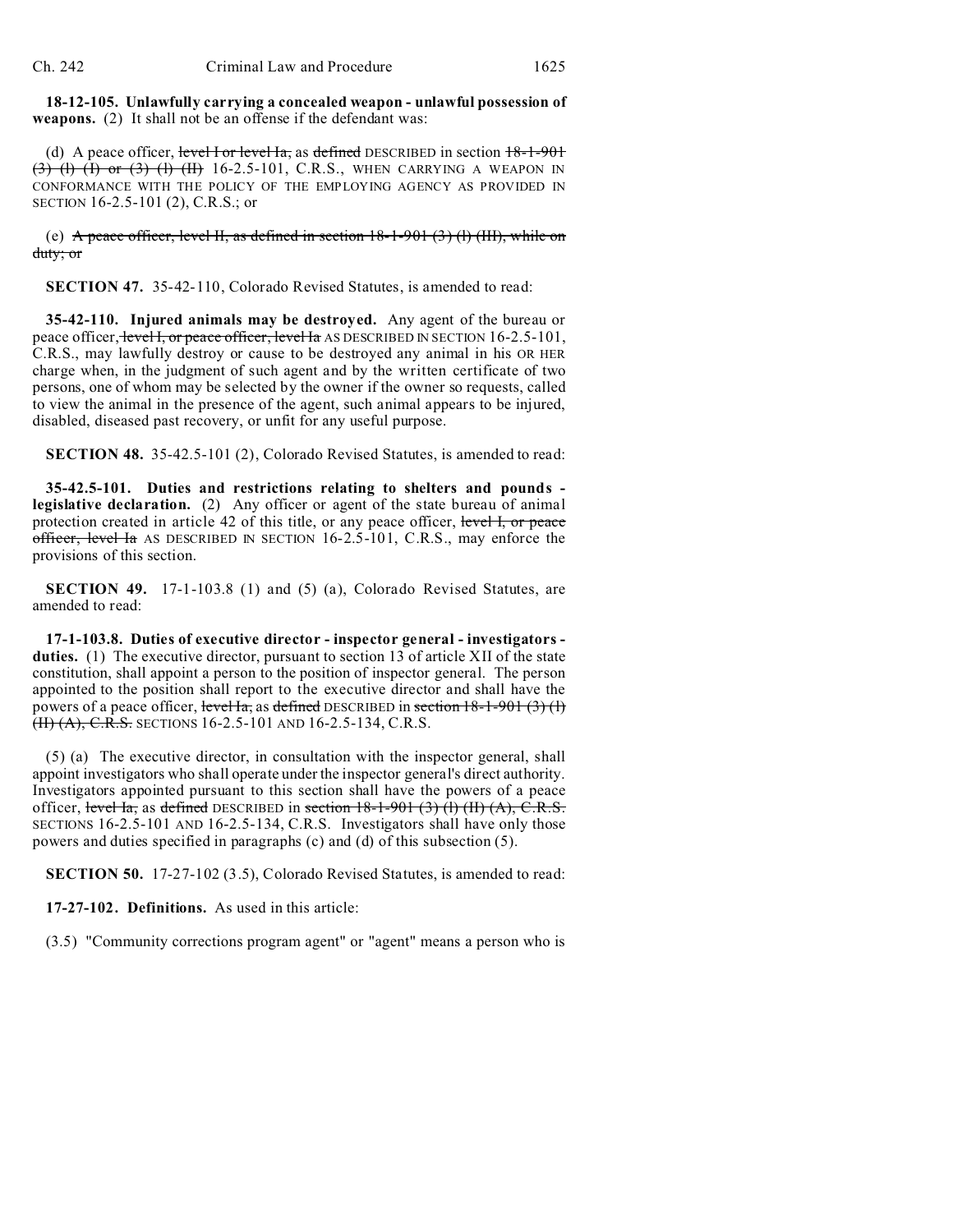**18-12-105. Unlawfully carrying a concealed weapon - unlawful possession of weapons.** (2) It shall not be an offense if the defendant was:

(d) A peace officer, ~~level I or level Ia,~~ as ~~defined~~ DESCRIBED in section ~~18-1-901 (3) (l) (I) or (3) (l) (II)~~ 16-2.5-101, C.R.S., WHEN CARRYING A WEAPON IN CONFORMANCE WITH THE POLICY OF THE EMPLOYING AGENCY AS PROVIDED IN SECTION 16-2.5-101 (2), C.R.S.; or

(e) ~~A peace officer, level II, as defined in section 18-1-901 (3) (l) (III), while on duty; or~~

**SECTION 47.** 35-42-110, Colorado Revised Statutes, is amended to read:

**35-42-110. Injured animals may be destroyed.** Any agent of the bureau or peace officer, ~~level I, or peace officer, level Ia~~ AS DESCRIBED IN SECTION 16-2.5-101, C.R.S., may lawfully destroy or cause to be destroyed any animal in his OR HER charge when, in the judgment of such agent and by the written certificate of two persons, one of whom may be selected by the owner if the owner so requests, called to view the animal in the presence of the agent, such animal appears to be injured, disabled, diseased past recovery, or unfit for any useful purpose.

**SECTION 48.** 35-42.5-101 (2), Colorado Revised Statutes, is amended to read:

**35-42.5-101. Duties and restrictions relating to shelters and pounds - legislative declaration.** (2) Any officer or agent of the state bureau of animal protection created in article 42 of this title, or any peace officer, ~~level I, or peace officer, level Ia~~ AS DESCRIBED IN SECTION 16-2.5-101, C.R.S., may enforce the provisions of this section.

**SECTION 49.** 17-1-103.8 (1) and (5) (a), Colorado Revised Statutes, are amended to read:

**17-1-103.8. Duties of executive director - inspector general - investigators - duties.** (1) The executive director, pursuant to section 13 of article XII of the state constitution, shall appoint a person to the position of inspector general. The person appointed to the position shall report to the executive director and shall have the powers of a peace officer, ~~level Ia,~~ as ~~defined~~ DESCRIBED in ~~section 18-1-901 (3) (l) (II) (A), C.R.S.~~ SECTIONS 16-2.5-101 AND 16-2.5-134, C.R.S.

(5) (a) The executive director, in consultation with the inspector general, shall appoint investigators who shall operate under the inspector general's direct authority. Investigators appointed pursuant to this section shall have the powers of a peace officer, ~~level Ia,~~ as ~~defined~~ DESCRIBED in ~~section 18-1-901 (3) (l) (II) (A), C.R.S.~~ SECTIONS 16-2.5-101 AND 16-2.5-134, C.R.S. Investigators shall have only those powers and duties specified in paragraphs (c) and (d) of this subsection (5).

**SECTION 50.** 17-27-102 (3.5), Colorado Revised Statutes, is amended to read:

**17-27-102. Definitions.** As used in this article:

(3.5) "Community corrections program agent" or "agent" means a person who is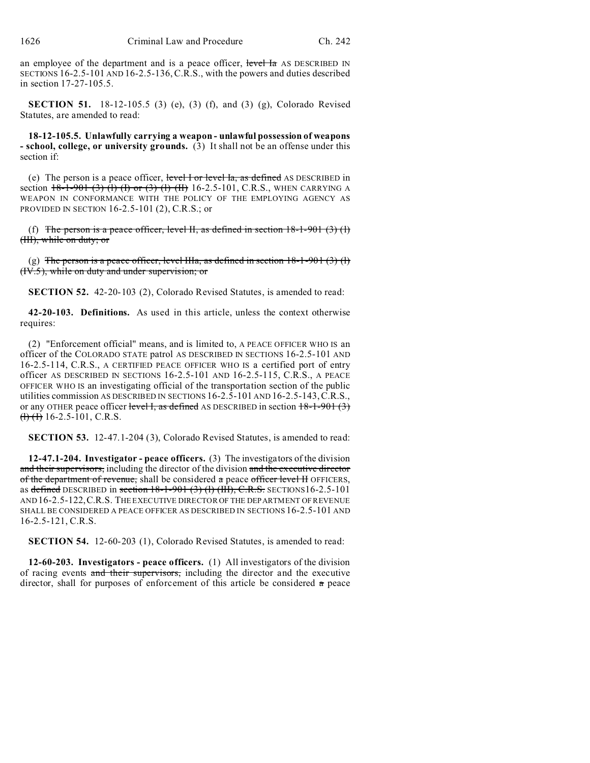an employee of the department and is a peace officer, ~~level Ia~~ AS DESCRIBED IN SECTIONS 16-2.5-101 AND 16-2.5-136, C.R.S., with the powers and duties described in section 17-27-105.5.

**SECTION 51.** 18-12-105.5 (3) (e), (3) (f), and (3) (g), Colorado Revised Statutes, are amended to read:

**18-12-105.5. Unlawfully carrying a weapon - unlawful possession of weapons - school, college, or university grounds.** (3) It shall not be an offense under this section if:

(e) The person is a peace officer, ~~level I or level Ia, as defined~~ AS DESCRIBED in section ~~18-1-901 (3) (l) (I) or (3) (l) (II)~~ 16-2.5-101, C.R.S., WHEN CARRYING A WEAPON IN CONFORMANCE WITH THE POLICY OF THE EMPLOYING AGENCY AS PROVIDED IN SECTION 16-2.5-101 (2), C.R.S.; or

(f) ~~The person is a peace officer, level II, as defined in section 18-1-901 (3) (l) (III), while on duty; or~~

(g) ~~The person is a peace officer, level IIIa, as defined in section 18-1-901 (3) (l) (IV.5), while on duty and under supervision; or~~

**SECTION 52.** 42-20-103 (2), Colorado Revised Statutes, is amended to read:

**42-20-103. Definitions.** As used in this article, unless the context otherwise requires:

(2) "Enforcement official" means, and is limited to, A PEACE OFFICER WHO IS an officer of the COLORADO STATE patrol AS DESCRIBED IN SECTIONS 16-2.5-101 AND 16-2.5-114, C.R.S., A CERTIFIED PEACE OFFICER WHO IS a certified port of entry officer AS DESCRIBED IN SECTIONS 16-2.5-101 AND 16-2.5-115, C.R.S., A PEACE OFFICER WHO IS an investigating official of the transportation section of the public utilities commission AS DESCRIBED IN SECTIONS 16-2.5-101 AND 16-2.5-143, C.R.S., or any OTHER peace officer ~~level I, as defined~~ AS DESCRIBED in section ~~18-1-901 (3) (l) (I)~~ 16-2.5-101, C.R.S.

**SECTION 53.** 12-47.1-204 (3), Colorado Revised Statutes, is amended to read:

**12-47.1-204. Investigator - peace officers.** (3) The investigators of the division ~~and their supervisors,~~ including the director of the division ~~and the executive director of the department of revenue,~~ shall be considered ~~a~~ peace ~~officer level II~~ OFFICERS, as ~~defined~~ DESCRIBED in ~~section 18-1-901 (3) (l) (III), C.R.S.~~ SECTIONS 16-2.5-101 AND 16-2.5-122, C.R.S. THE EXECUTIVE DIRECTOR OF THE DEPARTMENT OF REVENUE SHALL BE CONSIDERED A PEACE OFFICER AS DESCRIBED IN SECTIONS 16-2.5-101 AND 16-2.5-121, C.R.S.

**SECTION 54.** 12-60-203 (1), Colorado Revised Statutes, is amended to read:

**12-60-203. Investigators - peace officers.** (1) All investigators of the division of racing events ~~and their supervisors,~~ including the director and the executive director, shall for purposes of enforcement of this article be considered ~~a~~ peace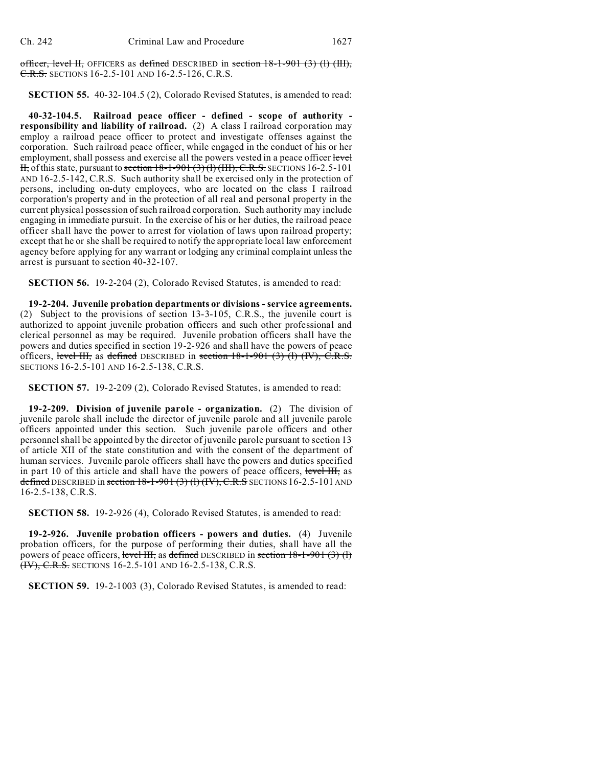officer, level II, OFFICERS as defined DESCRIBED in section 18-1-901 (3) (l) (III), C.R.S. SECTIONS 16-2.5-101 AND 16-2.5-126, C.R.S.

**SECTION 55.** 40-32-104.5 (2), Colorado Revised Statutes, is amended to read:

**40-32-104.5. Railroad peace officer - defined - scope of authority - responsibility and liability of railroad.** (2) A class I railroad corporation may employ a railroad peace officer to protect and investigate offenses against the corporation. Such railroad peace officer, while engaged in the conduct of his or her employment, shall possess and exercise all the powers vested in a peace officer level II, of this state, pursuant to section 18-1-901 (3) (l) (III), C.R.S. SECTIONS 16-2.5-101 AND 16-2.5-142, C.R.S. Such authority shall be exercised only in the protection of persons, including on-duty employees, who are located on the class I railroad corporation's property and in the protection of all real and personal property in the current physical possession of such railroad corporation. Such authority may include engaging in immediate pursuit. In the exercise of his or her duties, the railroad peace officer shall have the power to arrest for violation of laws upon railroad property; except that he or she shall be required to notify the appropriate local law enforcement agency before applying for any warrant or lodging any criminal complaint unless the arrest is pursuant to section 40-32-107.

**SECTION 56.** 19-2-204 (2), Colorado Revised Statutes, is amended to read:

**19-2-204. Juvenile probation departments or divisions - service agreements.** (2) Subject to the provisions of section 13-3-105, C.R.S., the juvenile court is authorized to appoint juvenile probation officers and such other professional and clerical personnel as may be required. Juvenile probation officers shall have the powers and duties specified in section 19-2-926 and shall have the powers of peace officers, level III, as defined DESCRIBED in section 18-1-901 (3) (l) (IV), C.R.S. SECTIONS 16-2.5-101 AND 16-2.5-138, C.R.S.

**SECTION 57.** 19-2-209 (2), Colorado Revised Statutes, is amended to read:

**19-2-209. Division of juvenile parole - organization.** (2) The division of juvenile parole shall include the director of juvenile parole and all juvenile parole officers appointed under this section. Such juvenile parole officers and other personnel shall be appointed by the director of juvenile parole pursuant to section 13 of article XII of the state constitution and with the consent of the department of human services. Juvenile parole officers shall have the powers and duties specified in part 10 of this article and shall have the powers of peace officers, level III, as defined DESCRIBED in section 18-1-901 (3) (l) (IV), C.R.S SECTIONS 16-2.5-101 AND 16-2.5-138, C.R.S.

**SECTION 58.** 19-2-926 (4), Colorado Revised Statutes, is amended to read:

**19-2-926. Juvenile probation officers - powers and duties.** (4) Juvenile probation officers, for the purpose of performing their duties, shall have all the powers of peace officers, level III, as defined DESCRIBED in section 18-1-901 (3) (l) (IV), C.R.S. SECTIONS 16-2.5-101 AND 16-2.5-138, C.R.S.

**SECTION 59.** 19-2-1003 (3), Colorado Revised Statutes, is amended to read: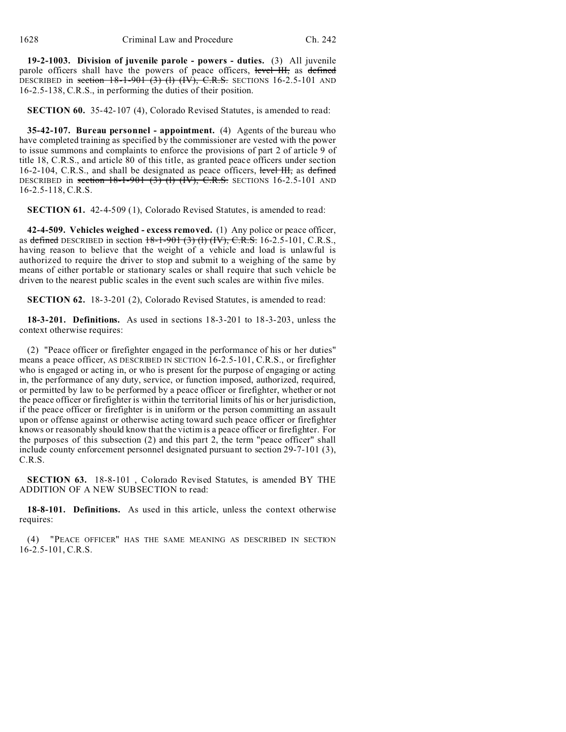**19-2-1003. Division of juvenile parole - powers - duties.** (3) All juvenile parole officers shall have the powers of peace officers, ~~level III,~~ as ~~defined~~ DESCRIBED in ~~section 18-1-901 (3) (l) (IV), C.R.S.~~ SECTIONS 16-2.5-101 AND 16-2.5-138, C.R.S., in performing the duties of their position.

**SECTION 60.** 35-42-107 (4), Colorado Revised Statutes, is amended to read:

**35-42-107. Bureau personnel - appointment.** (4) Agents of the bureau who have completed training as specified by the commissioner are vested with the power to issue summons and complaints to enforce the provisions of part 2 of article 9 of title 18, C.R.S., and article 80 of this title, as granted peace officers under section 16-2-104, C.R.S., and shall be designated as peace officers, ~~level III,~~ as ~~defined~~ DESCRIBED in ~~section 18-1-901 (3) (l) (IV), C.R.S.~~ SECTIONS 16-2.5-101 AND 16-2.5-118, C.R.S.

**SECTION 61.** 42-4-509 (1), Colorado Revised Statutes, is amended to read:

**42-4-509. Vehicles weighed - excess removed.** (1) Any police or peace officer, as ~~defined~~ DESCRIBED in section ~~18-1-901 (3) (l) (IV), C.R.S.~~ 16-2.5-101, C.R.S., having reason to believe that the weight of a vehicle and load is unlawful is authorized to require the driver to stop and submit to a weighing of the same by means of either portable or stationary scales or shall require that such vehicle be driven to the nearest public scales in the event such scales are within five miles.

**SECTION 62.** 18-3-201 (2), Colorado Revised Statutes, is amended to read:

**18-3-201. Definitions.** As used in sections 18-3-201 to 18-3-203, unless the context otherwise requires:

(2) "Peace officer or firefighter engaged in the performance of his or her duties" means a peace officer, AS DESCRIBED IN SECTION 16-2.5-101, C.R.S., or firefighter who is engaged or acting in, or who is present for the purpose of engaging or acting in, the performance of any duty, service, or function imposed, authorized, required, or permitted by law to be performed by a peace officer or firefighter, whether or not the peace officer or firefighter is within the territorial limits of his or her jurisdiction, if the peace officer or firefighter is in uniform or the person committing an assault upon or offense against or otherwise acting toward such peace officer or firefighter knows or reasonably should know that the victim is a peace officer or firefighter. For the purposes of this subsection (2) and this part 2, the term "peace officer" shall include county enforcement personnel designated pursuant to section 29-7-101 (3), C.R.S.

**SECTION 63.** 18-8-101 , Colorado Revised Statutes, is amended BY THE ADDITION OF A NEW SUBSECTION to read:

**18-8-101. Definitions.** As used in this article, unless the context otherwise requires:

(4) "PEACE OFFICER" HAS THE SAME MEANING AS DESCRIBED IN SECTION 16-2.5-101, C.R.S.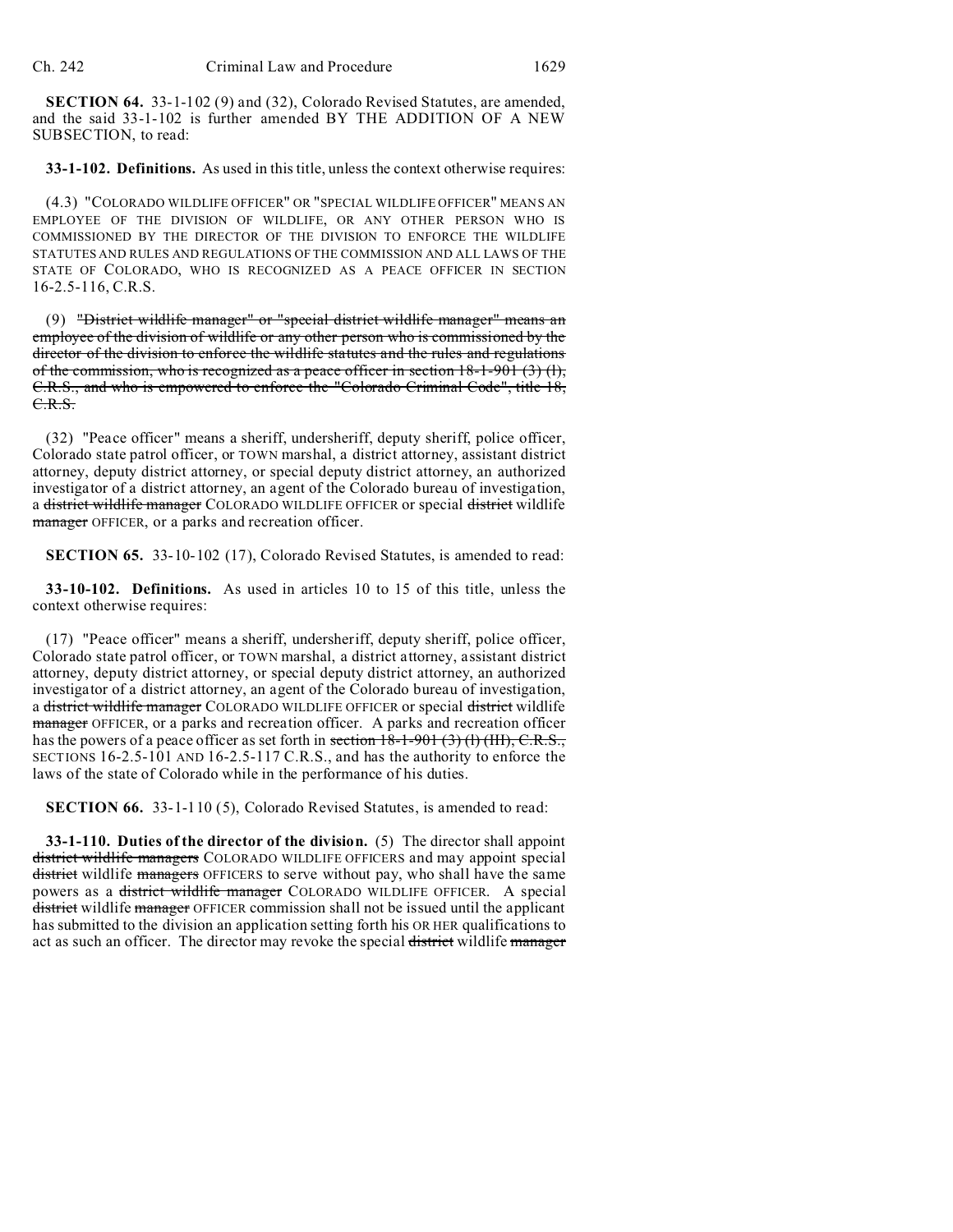**SECTION 64.** 33-1-102 (9) and (32), Colorado Revised Statutes, are amended, and the said 33-1-102 is further amended BY THE ADDITION OF A NEW SUBSECTION, to read:

**33-1-102. Definitions.** As used in this title, unless the context otherwise requires:

(4.3) "COLORADO WILDLIFE OFFICER" OR "SPECIAL WILDLIFE OFFICER" MEANS AN EMPLOYEE OF THE DIVISION OF WILDLIFE, OR ANY OTHER PERSON WHO IS COMMISSIONED BY THE DIRECTOR OF THE DIVISION TO ENFORCE THE WILDLIFE STATUTES AND RULES AND REGULATIONS OF THE COMMISSION AND ALL LAWS OF THE STATE OF COLORADO, WHO IS RECOGNIZED AS A PEACE OFFICER IN SECTION 16-2.5-116, C.R.S.

(9) ~~"District wildlife manager" or "special district wildlife manager" means an employee of the division of wildlife or any other person who is commissioned by the director of the division to enforce the wildlife statutes and the rules and regulations of the commission, who is recognized as a peace officer in section 18-1-901 (3) (l), C.R.S., and who is empowered to enforce the "Colorado Criminal Code", title 18, C.R.S.~~

(32) "Peace officer" means a sheriff, undersheriff, deputy sheriff, police officer, Colorado state patrol officer, or TOWN marshal, a district attorney, assistant district attorney, deputy district attorney, or special deputy district attorney, an authorized investigator of a district attorney, an agent of the Colorado bureau of investigation, a ~~district wildlife manager~~ COLORADO WILDLIFE OFFICER or special ~~district~~ wildlife ~~manager~~ OFFICER, or a parks and recreation officer.

**SECTION 65.** 33-10-102 (17), Colorado Revised Statutes, is amended to read:

**33-10-102. Definitions.** As used in articles 10 to 15 of this title, unless the context otherwise requires:

(17) "Peace officer" means a sheriff, undersheriff, deputy sheriff, police officer, Colorado state patrol officer, or TOWN marshal, a district attorney, assistant district attorney, deputy district attorney, or special deputy district attorney, an authorized investigator of a district attorney, an agent of the Colorado bureau of investigation, a ~~district wildlife manager~~ COLORADO WILDLIFE OFFICER or special ~~district~~ wildlife ~~manager~~ OFFICER, or a parks and recreation officer. A parks and recreation officer has the powers of a peace officer as set forth in ~~section 18-1-901 (3) (l) (III), C.R.S.,~~ SECTIONS 16-2.5-101 AND 16-2.5-117 C.R.S., and has the authority to enforce the laws of the state of Colorado while in the performance of his duties.

**SECTION 66.** 33-1-110 (5), Colorado Revised Statutes, is amended to read:

**33-1-110. Duties of the director of the division.** (5) The director shall appoint ~~district wildlife managers~~ COLORADO WILDLIFE OFFICERS and may appoint special ~~district~~ wildlife ~~managers~~ OFFICERS to serve without pay, who shall have the same powers as a ~~district wildlife manager~~ COLORADO WILDLIFE OFFICER. A special ~~district~~ wildlife ~~manager~~ OFFICER commission shall not be issued until the applicant has submitted to the division an application setting forth his OR HER qualifications to act as such an officer. The director may revoke the special ~~district~~ wildlife ~~manager~~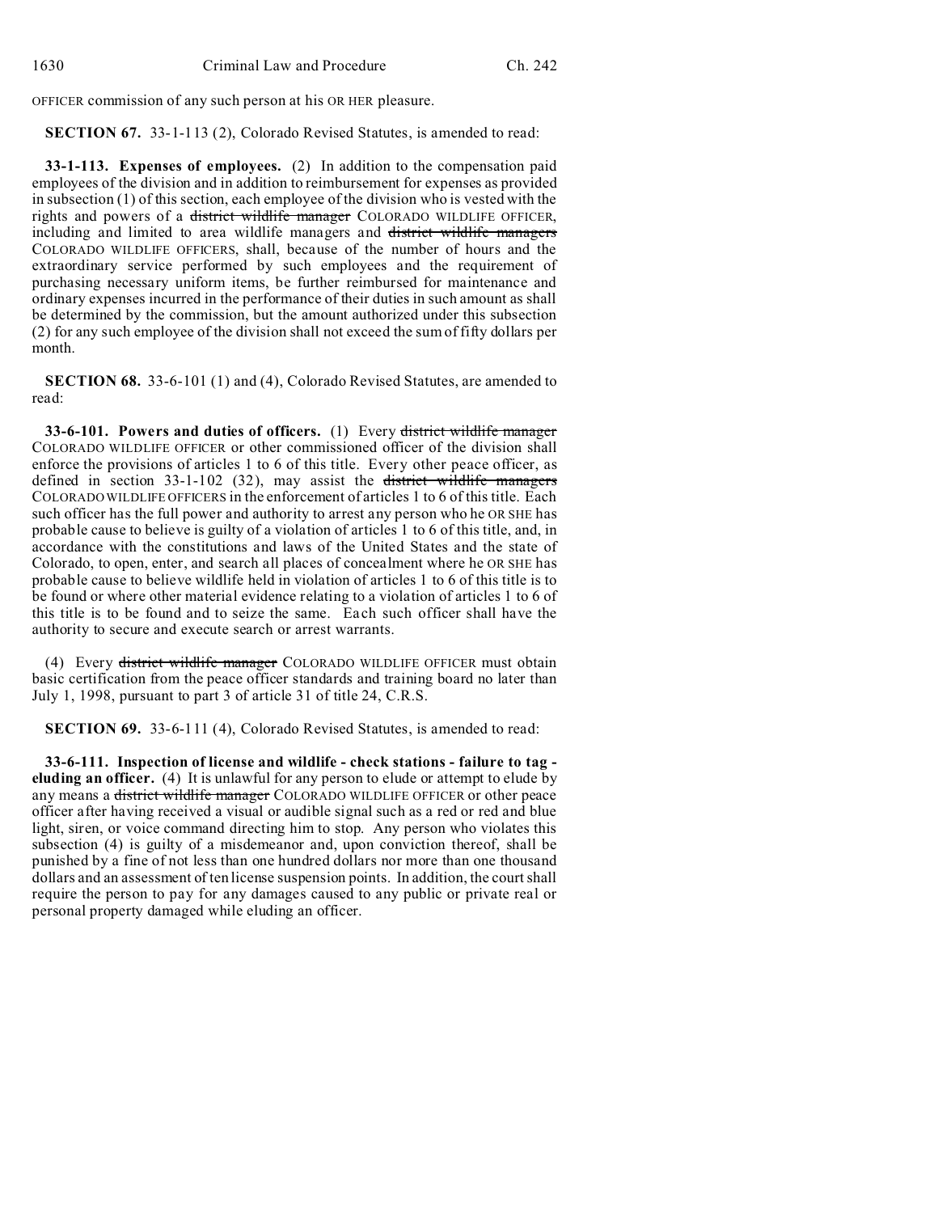OFFICER commission of any such person at his OR HER pleasure.

**SECTION 67.** 33-1-113 (2), Colorado Revised Statutes, is amended to read:

**33-1-113. Expenses of employees.** (2) In addition to the compensation paid employees of the division and in addition to reimbursement for expenses as provided in subsection (1) of this section, each employee of the division who is vested with the rights and powers of a ~~district wildlife manager~~ COLORADO WILDLIFE OFFICER, including and limited to area wildlife managers and ~~district wildlife managers~~ COLORADO WILDLIFE OFFICERS, shall, because of the number of hours and the extraordinary service performed by such employees and the requirement of purchasing necessary uniform items, be further reimbursed for maintenance and ordinary expenses incurred in the performance of their duties in such amount as shall be determined by the commission, but the amount authorized under this subsection (2) for any such employee of the division shall not exceed the sum of fifty dollars per month.

**SECTION 68.** 33-6-101 (1) and (4), Colorado Revised Statutes, are amended to read:

**33-6-101. Powers and duties of officers.** (1) Every ~~district wildlife manager~~ COLORADO WILDLIFE OFFICER or other commissioned officer of the division shall enforce the provisions of articles 1 to 6 of this title. Every other peace officer, as defined in section 33-1-102 (32), may assist the ~~district wildlife managers~~ COLORADO WILDLIFE OFFICERS in the enforcement of articles 1 to 6 of this title. Each such officer has the full power and authority to arrest any person who he OR SHE has probable cause to believe is guilty of a violation of articles 1 to 6 of this title, and, in accordance with the constitutions and laws of the United States and the state of Colorado, to open, enter, and search all places of concealment where he OR SHE has probable cause to believe wildlife held in violation of articles 1 to 6 of this title is to be found or where other material evidence relating to a violation of articles 1 to 6 of this title is to be found and to seize the same. Each such officer shall have the authority to secure and execute search or arrest warrants.

(4) Every ~~district wildlife manager~~ COLORADO WILDLIFE OFFICER must obtain basic certification from the peace officer standards and training board no later than July 1, 1998, pursuant to part 3 of article 31 of title 24, C.R.S.

**SECTION 69.** 33-6-111 (4), Colorado Revised Statutes, is amended to read:

**33-6-111. Inspection of license and wildlife - check stations - failure to tag - eluding an officer.** (4) It is unlawful for any person to elude or attempt to elude by any means a ~~district wildlife manager~~ COLORADO WILDLIFE OFFICER or other peace officer after having received a visual or audible signal such as a red or red and blue light, siren, or voice command directing him to stop. Any person who violates this subsection (4) is guilty of a misdemeanor and, upon conviction thereof, shall be punished by a fine of not less than one hundred dollars nor more than one thousand dollars and an assessment of ten license suspension points. In addition, the court shall require the person to pay for any damages caused to any public or private real or personal property damaged while eluding an officer.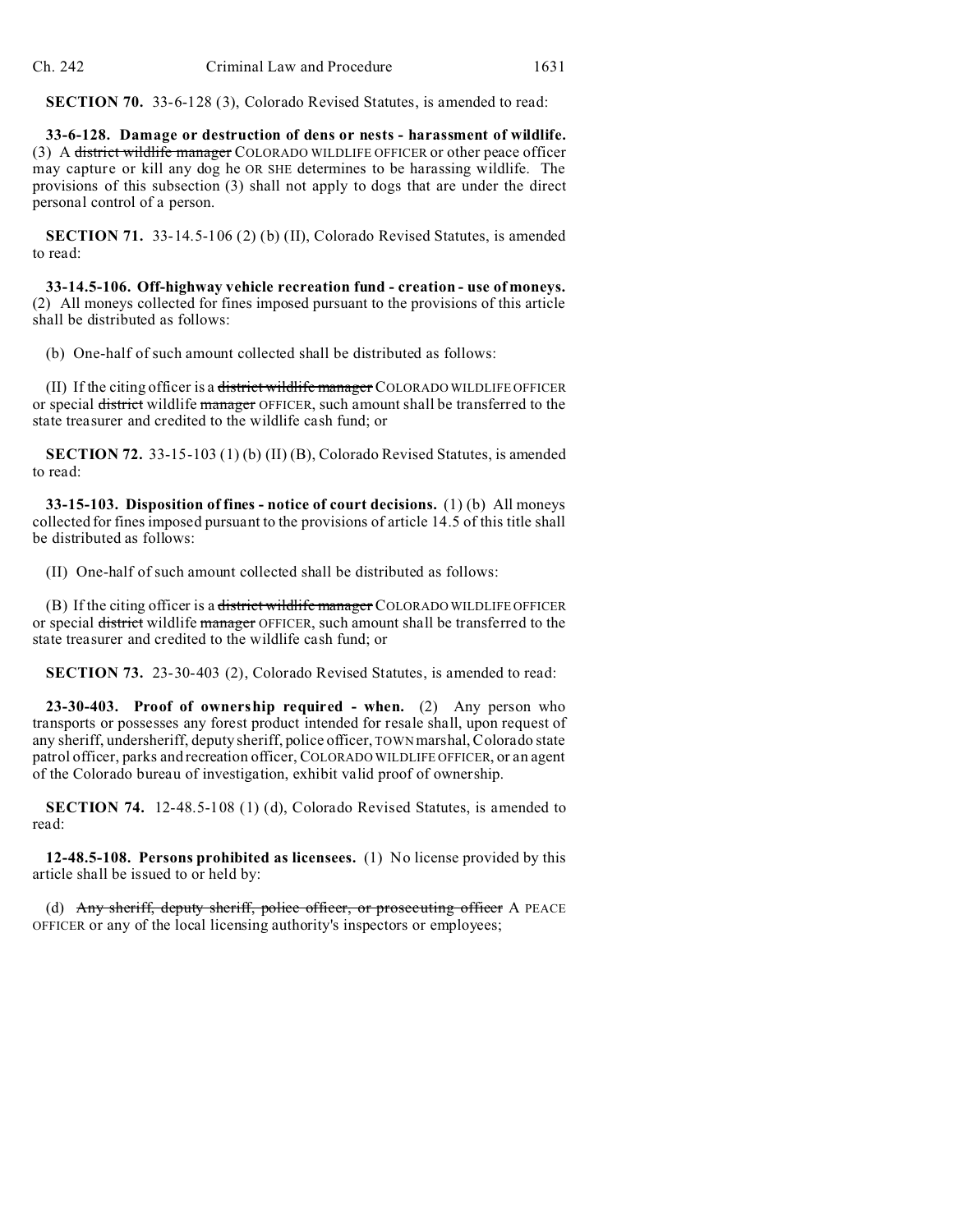**SECTION 70.** 33-6-128 (3), Colorado Revised Statutes, is amended to read:

**33-6-128. Damage or destruction of dens or nests - harassment of wildlife.** (3) A ~~district wildlife manager~~ COLORADO WILDLIFE OFFICER or other peace officer may capture or kill any dog he OR SHE determines to be harassing wildlife. The provisions of this subsection (3) shall not apply to dogs that are under the direct personal control of a person.

**SECTION 71.** 33-14.5-106 (2) (b) (II), Colorado Revised Statutes, is amended to read:

**33-14.5-106. Off-highway vehicle recreation fund - creation - use of moneys.** (2) All moneys collected for fines imposed pursuant to the provisions of this article shall be distributed as follows:

(b) One-half of such amount collected shall be distributed as follows:

(II) If the citing officer is a ~~district wildlife manager~~ COLORADO WILDLIFE OFFICER or special ~~district~~ wildlife ~~manager~~ OFFICER, such amount shall be transferred to the state treasurer and credited to the wildlife cash fund; or

**SECTION 72.** 33-15-103 (1) (b) (II) (B), Colorado Revised Statutes, is amended to read:

**33-15-103. Disposition of fines - notice of court decisions.** (1) (b) All moneys collected for fines imposed pursuant to the provisions of article 14.5 of this title shall be distributed as follows:

(II) One-half of such amount collected shall be distributed as follows:

(B) If the citing officer is a ~~district wildlife manager~~ COLORADO WILDLIFE OFFICER or special ~~district~~ wildlife ~~manager~~ OFFICER, such amount shall be transferred to the state treasurer and credited to the wildlife cash fund; or

**SECTION 73.** 23-30-403 (2), Colorado Revised Statutes, is amended to read:

**23-30-403. Proof of ownership required - when.** (2) Any person who transports or possesses any forest product intended for resale shall, upon request of any sheriff, undersheriff, deputy sheriff, police officer, TOWN marshal, Colorado state patrol officer, parks and recreation officer, COLORADO WILDLIFE OFFICER, or an agent of the Colorado bureau of investigation, exhibit valid proof of ownership.

**SECTION 74.** 12-48.5-108 (1) (d), Colorado Revised Statutes, is amended to read:

**12-48.5-108. Persons prohibited as licensees.** (1) No license provided by this article shall be issued to or held by:

(d) ~~Any sheriff, deputy sheriff, police officer, or prosecuting officer~~ A PEACE OFFICER or any of the local licensing authority's inspectors or employees;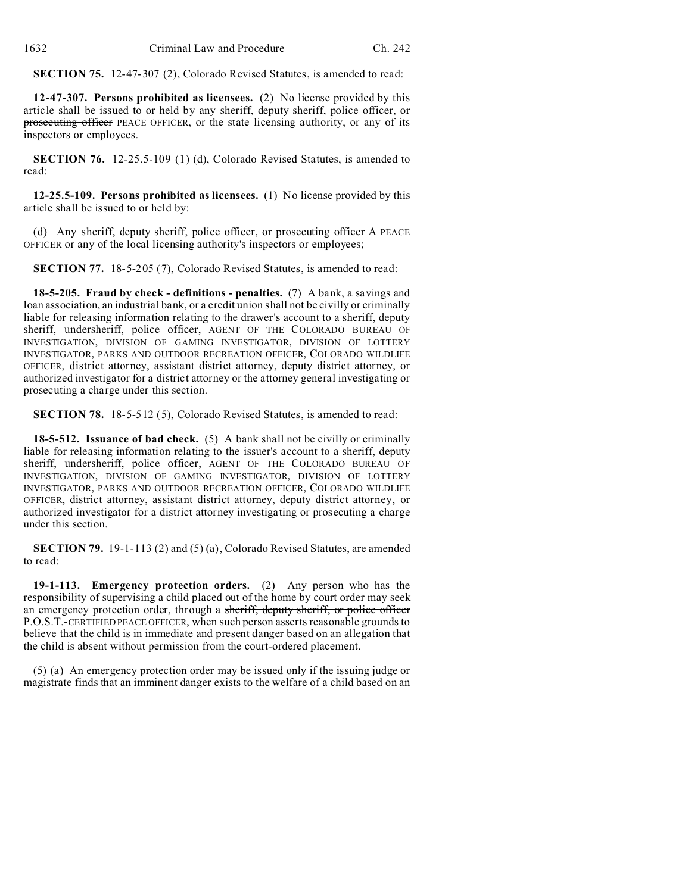**SECTION 75.** 12-47-307 (2), Colorado Revised Statutes, is amended to read:

**12-47-307. Persons prohibited as licensees.** (2) No license provided by this article shall be issued to or held by any ~~sheriff, deputy sheriff, police officer, or prosecuting officer~~ PEACE OFFICER, or the state licensing authority, or any of its inspectors or employees.

**SECTION 76.** 12-25.5-109 (1) (d), Colorado Revised Statutes, is amended to read:

**12-25.5-109. Persons prohibited as licensees.** (1) No license provided by this article shall be issued to or held by:

(d) ~~Any sheriff, deputy sheriff, police officer, or prosecuting officer~~ A PEACE OFFICER or any of the local licensing authority's inspectors or employees;

**SECTION 77.** 18-5-205 (7), Colorado Revised Statutes, is amended to read:

**18-5-205. Fraud by check - definitions - penalties.** (7) A bank, a savings and loan association, an industrial bank, or a credit union shall not be civilly or criminally liable for releasing information relating to the drawer's account to a sheriff, deputy sheriff, undersheriff, police officer, AGENT OF THE COLORADO BUREAU OF INVESTIGATION, DIVISION OF GAMING INVESTIGATOR, DIVISION OF LOTTERY INVESTIGATOR, PARKS AND OUTDOOR RECREATION OFFICER, COLORADO WILDLIFE OFFICER, district attorney, assistant district attorney, deputy district attorney, or authorized investigator for a district attorney or the attorney general investigating or prosecuting a charge under this section.

**SECTION 78.** 18-5-512 (5), Colorado Revised Statutes, is amended to read:

**18-5-512. Issuance of bad check.** (5) A bank shall not be civilly or criminally liable for releasing information relating to the issuer's account to a sheriff, deputy sheriff, undersheriff, police officer, AGENT OF THE COLORADO BUREAU OF INVESTIGATION, DIVISION OF GAMING INVESTIGATOR, DIVISION OF LOTTERY INVESTIGATOR, PARKS AND OUTDOOR RECREATION OFFICER, COLORADO WILDLIFE OFFICER, district attorney, assistant district attorney, deputy district attorney, or authorized investigator for a district attorney investigating or prosecuting a charge under this section.

**SECTION 79.** 19-1-113 (2) and (5) (a), Colorado Revised Statutes, are amended to read:

**19-1-113. Emergency protection orders.** (2) Any person who has the responsibility of supervising a child placed out of the home by court order may seek an emergency protection order, through a ~~sheriff, deputy sheriff, or police officer~~ P.O.S.T.-CERTIFIED PEACE OFFICER, when such person asserts reasonable grounds to believe that the child is in immediate and present danger based on an allegation that the child is absent without permission from the court-ordered placement.

(5) (a) An emergency protection order may be issued only if the issuing judge or magistrate finds that an imminent danger exists to the welfare of a child based on an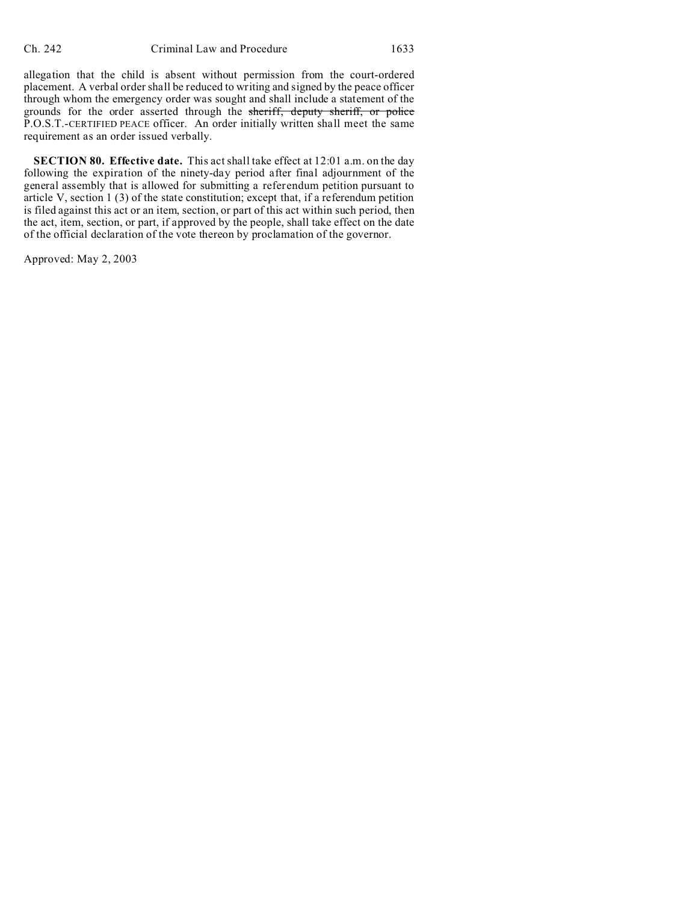allegation that the child is absent without permission from the court-ordered placement. A verbal order shall be reduced to writing and signed by the peace officer through whom the emergency order was sought and shall include a statement of the grounds for the order asserted through the ~~sheriff, deputy sheriff, or police~~ P.O.S.T.-CERTIFIED PEACE officer. An order initially written shall meet the same requirement as an order issued verbally.

**SECTION 80. Effective date.** This act shall take effect at 12:01 a.m. on the day following the expiration of the ninety-day period after final adjournment of the general assembly that is allowed for submitting a referendum petition pursuant to article V, section 1 (3) of the state constitution; except that, if a referendum petition is filed against this act or an item, section, or part of this act within such period, then the act, item, section, or part, if approved by the people, shall take effect on the date of the official declaration of the vote thereon by proclamation of the governor.

Approved: May 2, 2003